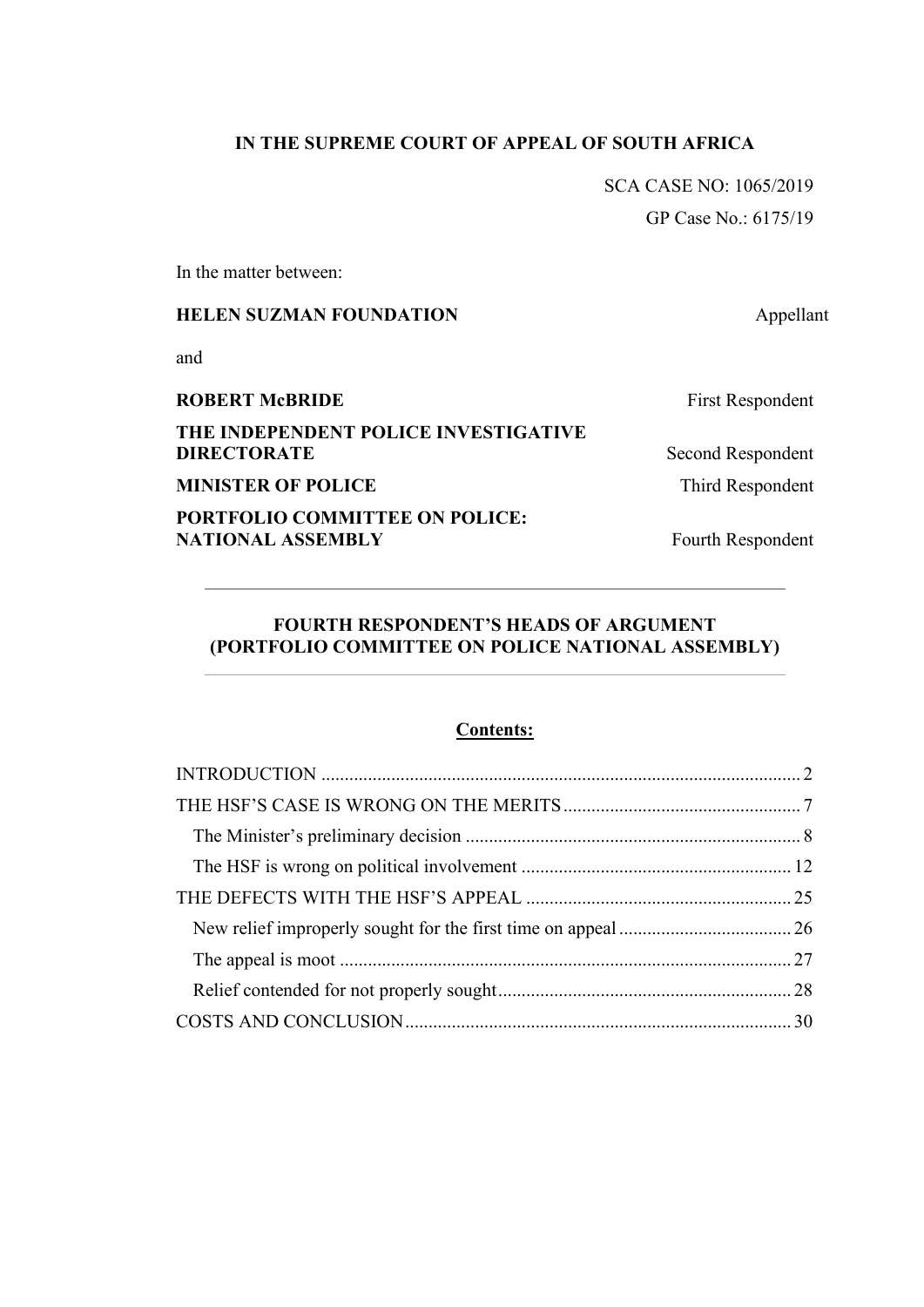**IN THE SUPREME COURT OF APPEAL OF SOUTH AFRICA**

SCA CASE NO: 1065/2019

GP Case No.: 6175/19

In the matter between:

| | |
|---|---|
| **HELEN SUZMAN FOUNDATION** | Appellant |
| and | |
| **ROBERT McBRIDE** | First Respondent |
| **THE INDEPENDENT POLICE INVESTIGATIVE DIRECTORATE** | Second Respondent |
| **MINISTER OF POLICE** | Third Respondent |
| **PORTFOLIO COMMITTEE ON POLICE: NATIONAL ASSEMBLY** | Fourth Respondent |

---

**FOURTH RESPONDENT'S HEADS OF ARGUMENT**
**(PORTFOLIO COMMITTEE ON POLICE NATIONAL ASSEMBLY)**

---

**Contents:**

INTRODUCTION ....................................................................................................... 2

THE HSF'S CASE IS WRONG ON THE MERITS ................................................... 7

The Minister's preliminary decision ........................................................................ 8

The HSF is wrong on political involvement .......................................................... 12

THE DEFECTS WITH THE HSF'S APPEAL ......................................................... 25

New relief improperly sought for the first time on appeal ..................................... 26

The appeal is moot ................................................................................................. 27

Relief contended for not properly sought ............................................................... 28

COSTS AND CONCLUSION .................................................................................. 30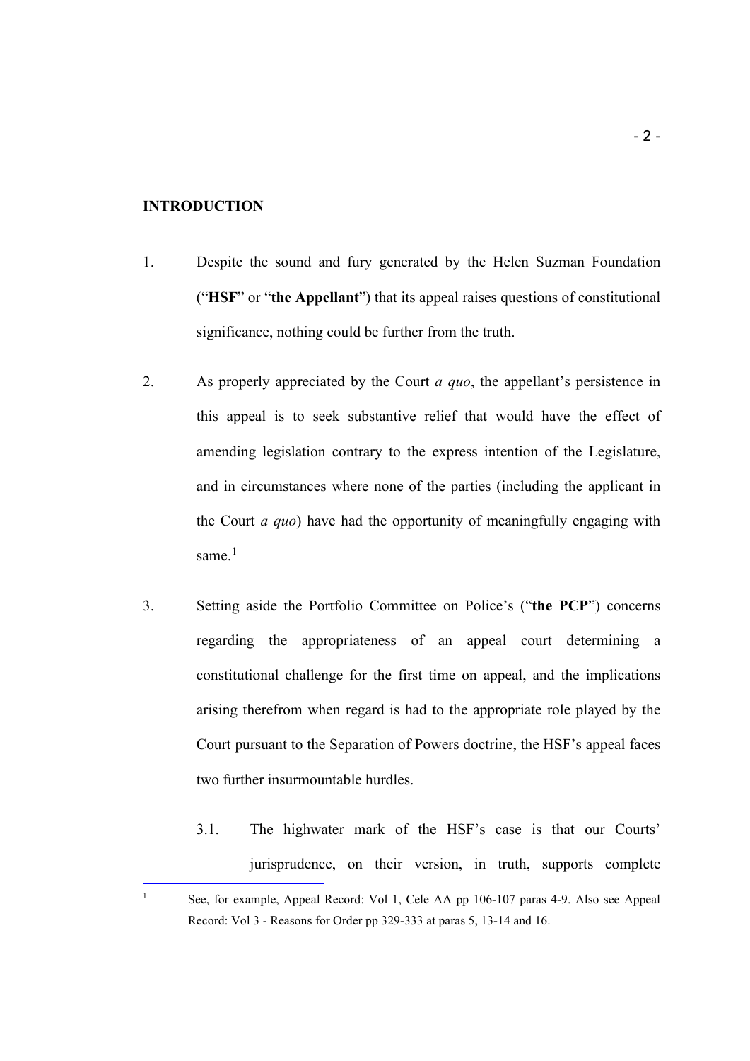**INTRODUCTION**

1. Despite the sound and fury generated by the Helen Suzman Foundation ("**HSF**" or "**the Appellant**") that its appeal raises questions of constitutional significance, nothing could be further from the truth.

2. As properly appreciated by the Court *a quo*, the appellant's persistence in this appeal is to seek substantive relief that would have the effect of amending legislation contrary to the express intention of the Legislature, and in circumstances where none of the parties (including the applicant in the Court *a quo*) have had the opportunity of meaningfully engaging with same.[1]

3. Setting aside the Portfolio Committee on Police's ("**the PCP**") concerns regarding the appropriateness of an appeal court determining a constitutional challenge for the first time on appeal, and the implications arising therefrom when regard is had to the appropriate role played by the Court pursuant to the Separation of Powers doctrine, the HSF's appeal faces two further insurmountable hurdles.

   3.1. The highwater mark of the HSF's case is that our Courts' jurisprudence, on their version, in truth, supports complete

---

[1] See, for example, Appeal Record: Vol 1, Cele AA pp 106-107 paras 4-9. Also see Appeal Record: Vol 3 - Reasons for Order pp 329-333 at paras 5, 13-14 and 16.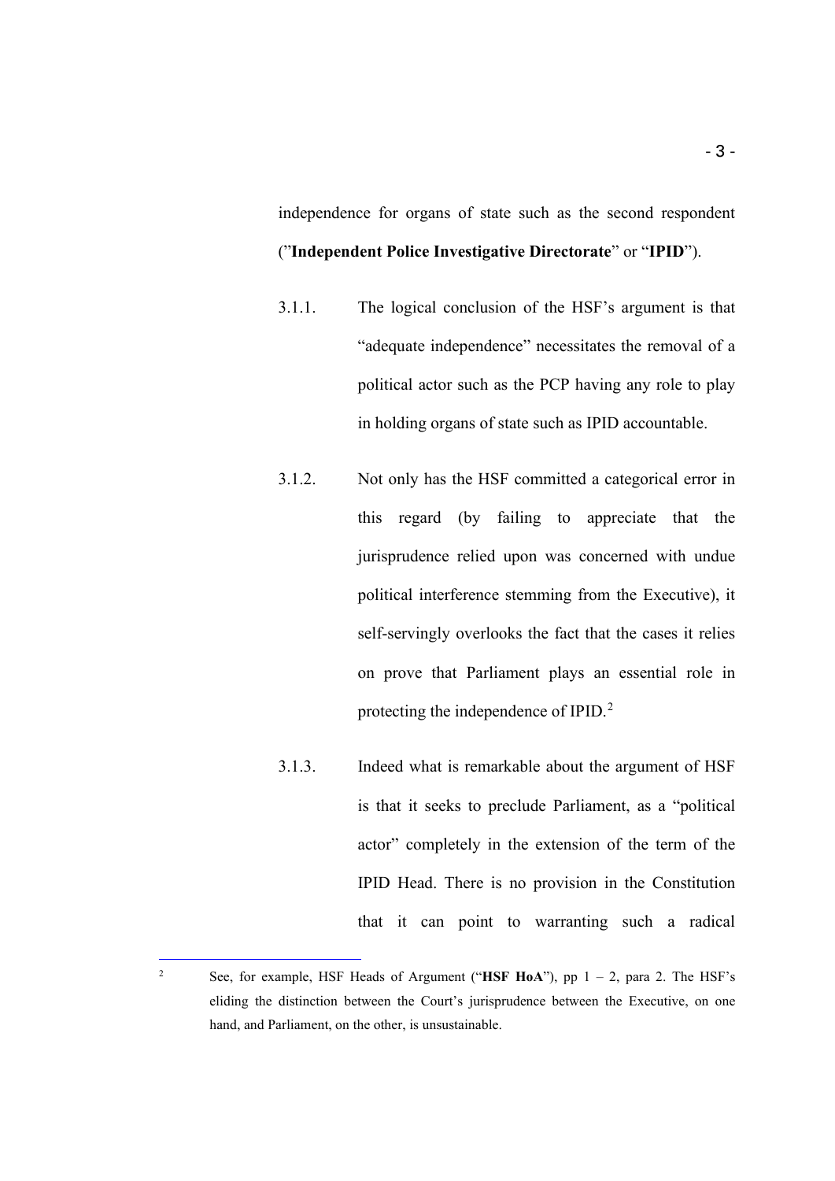independence for organs of state such as the second respondent ("**Independent Police Investigative Directorate**" or "**IPID**").

3.1.1. The logical conclusion of the HSF's argument is that "adequate independence" necessitates the removal of a political actor such as the PCP having any role to play in holding organs of state such as IPID accountable.

3.1.2. Not only has the HSF committed a categorical error in this regard (by failing to appreciate that the jurisprudence relied upon was concerned with undue political interference stemming from the Executive), it self-servingly overlooks the fact that the cases it relies on prove that Parliament plays an essential role in protecting the independence of IPID.[2]

3.1.3. Indeed what is remarkable about the argument of HSF is that it seeks to preclude Parliament, as a "political actor" completely in the extension of the term of the IPID Head. There is no provision in the Constitution that it can point to warranting such a radical

---

[2] See, for example, HSF Heads of Argument ("**HSF HoA**"), pp 1 – 2, para 2. The HSF's eliding the distinction between the Court's jurisprudence between the Executive, on one hand, and Parliament, on the other, is unsustainable.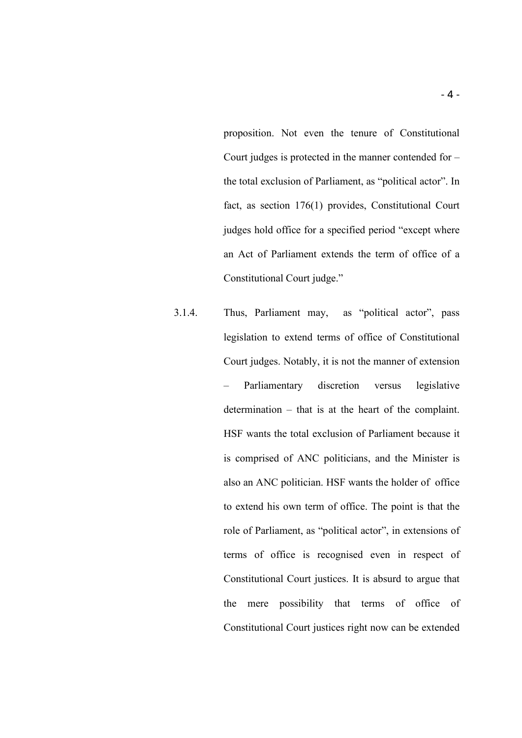proposition. Not even the tenure of Constitutional Court judges is protected in the manner contended for – the total exclusion of Parliament, as "political actor". In fact, as section 176(1) provides, Constitutional Court judges hold office for a specified period "except where an Act of Parliament extends the term of office of a Constitutional Court judge."

3.1.4. Thus, Parliament may, as "political actor", pass legislation to extend terms of office of Constitutional Court judges. Notably, it is not the manner of extension – Parliamentary discretion versus legislative determination – that is at the heart of the complaint. HSF wants the total exclusion of Parliament because it is comprised of ANC politicians, and the Minister is also an ANC politician. HSF wants the holder of office to extend his own term of office. The point is that the role of Parliament, as "political actor", in extensions of terms of office is recognised even in respect of Constitutional Court justices. It is absurd to argue that the mere possibility that terms of office of Constitutional Court justices right now can be extended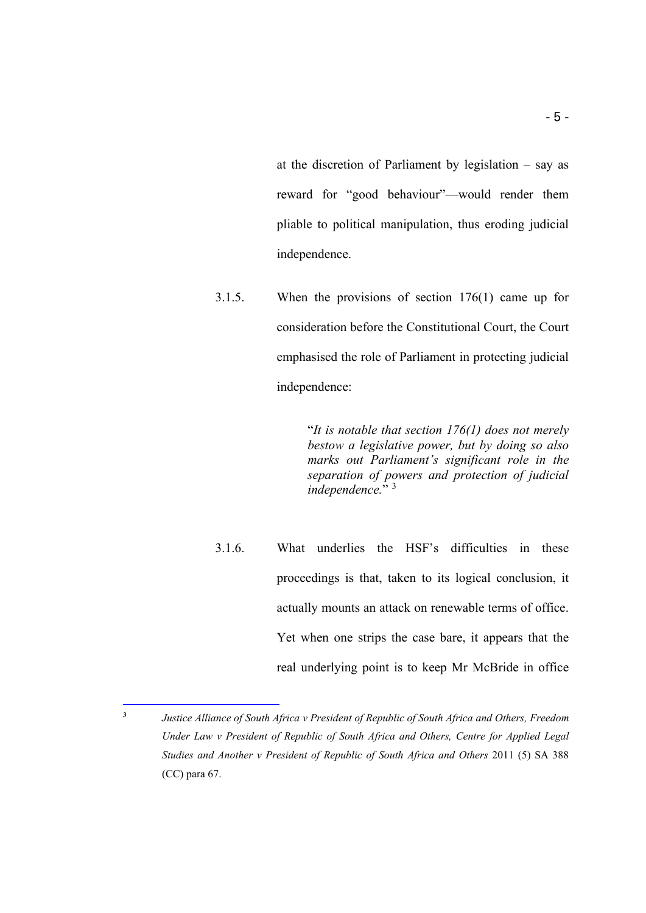at the discretion of Parliament by legislation – say as reward for "good behaviour"—would render them pliable to political manipulation, thus eroding judicial independence.

3.1.5. When the provisions of section 176(1) came up for consideration before the Constitutional Court, the Court emphasised the role of Parliament in protecting judicial independence:

> "*It is notable that section 176(1) does not merely bestow a legislative power, but by doing so also marks out Parliament's significant role in the separation of powers and protection of judicial independence.*" [3]

3.1.6. What underlies the HSF's difficulties in these proceedings is that, taken to its logical conclusion, it actually mounts an attack on renewable terms of office. Yet when one strips the case bare, it appears that the real underlying point is to keep Mr McBride in office

---

[3] *Justice Alliance of South Africa v President of Republic of South Africa and Others, Freedom Under Law v President of Republic of South Africa and Others, Centre for Applied Legal Studies and Another v President of Republic of South Africa and Others* 2011 (5) SA 388 (CC) para 67.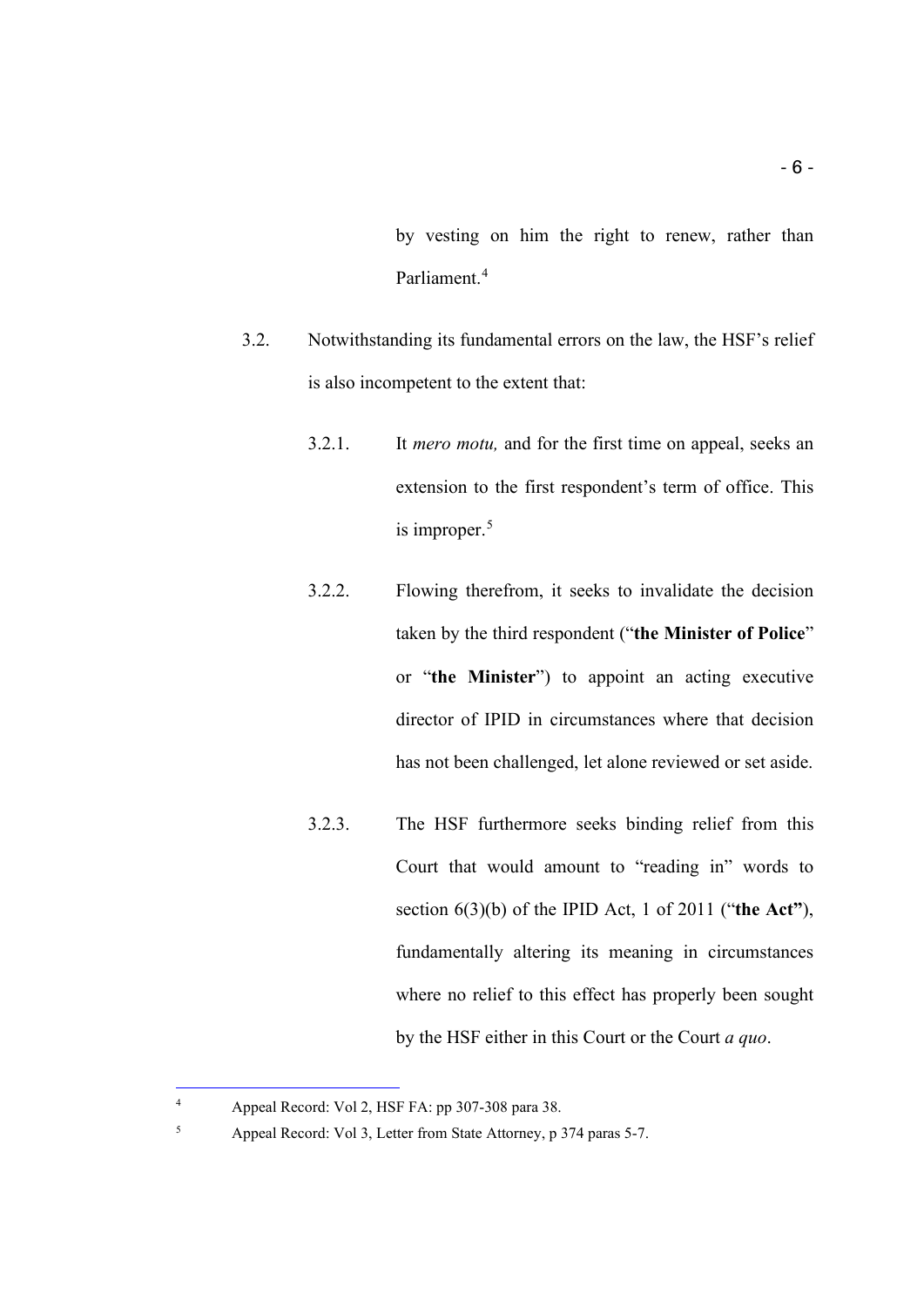by vesting on him the right to renew, rather than Parliament.[4]

3.2. Notwithstanding its fundamental errors on the law, the HSF's relief is also incompetent to the extent that:

3.2.1. It *mero motu,* and for the first time on appeal, seeks an extension to the first respondent's term of office. This is improper.[5]

3.2.2. Flowing therefrom, it seeks to invalidate the decision taken by the third respondent ("**the Minister of Police**" or "**the Minister**") to appoint an acting executive director of IPID in circumstances where that decision has not been challenged, let alone reviewed or set aside.

3.2.3. The HSF furthermore seeks binding relief from this Court that would amount to "reading in" words to section 6(3)(b) of the IPID Act, 1 of 2011 ("**the Act"**), fundamentally altering its meaning in circumstances where no relief to this effect has properly been sought by the HSF either in this Court or the Court *a quo*.

---

[4] Appeal Record: Vol 2, HSF FA: pp 307-308 para 38.

[5] Appeal Record: Vol 3, Letter from State Attorney, p 374 paras 5-7.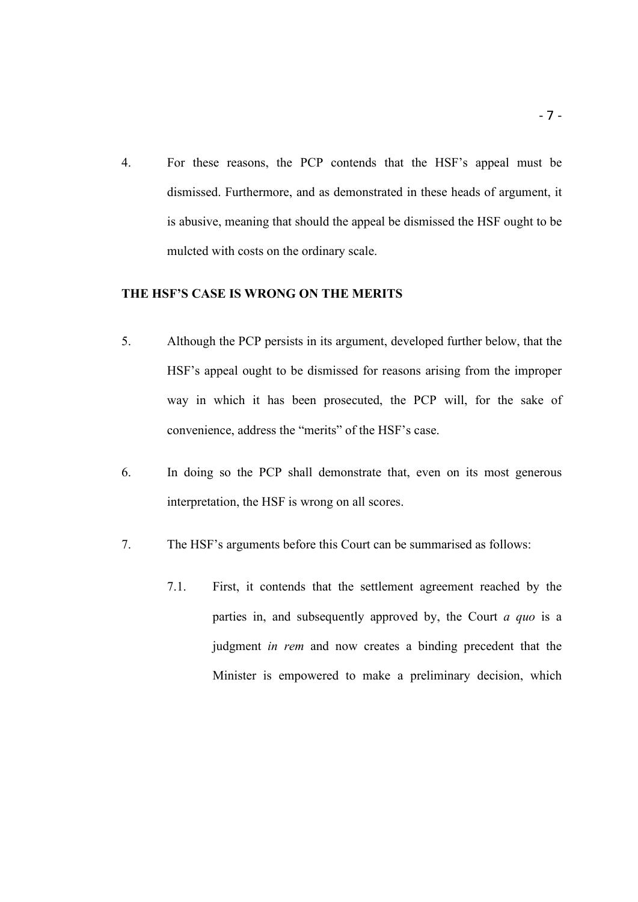4. For these reasons, the PCP contends that the HSF's appeal must be dismissed. Furthermore, and as demonstrated in these heads of argument, it is abusive, meaning that should the appeal be dismissed the HSF ought to be mulcted with costs on the ordinary scale.

**THE HSF'S CASE IS WRONG ON THE MERITS**

5. Although the PCP persists in its argument, developed further below, that the HSF's appeal ought to be dismissed for reasons arising from the improper way in which it has been prosecuted, the PCP will, for the sake of convenience, address the "merits" of the HSF's case.

6. In doing so the PCP shall demonstrate that, even on its most generous interpretation, the HSF is wrong on all scores.

7. The HSF's arguments before this Court can be summarised as follows:

   7.1. First, it contends that the settlement agreement reached by the parties in, and subsequently approved by, the Court *a quo* is a judgment *in rem* and now creates a binding precedent that the Minister is empowered to make a preliminary decision, which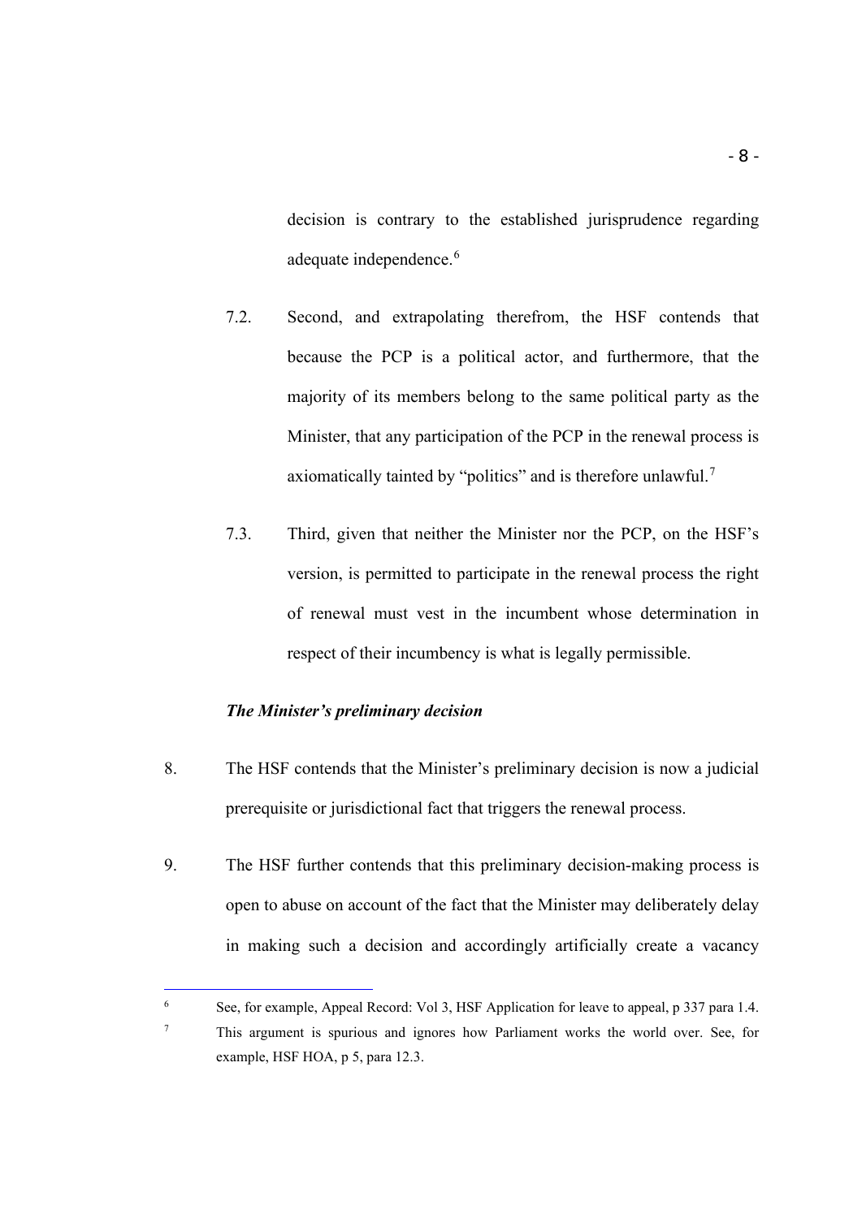decision is contrary to the established jurisprudence regarding adequate independence.[6]

7.2. Second, and extrapolating therefrom, the HSF contends that because the PCP is a political actor, and furthermore, that the majority of its members belong to the same political party as the Minister, that any participation of the PCP in the renewal process is axiomatically tainted by "politics" and is therefore unlawful.[7]

7.3. Third, given that neither the Minister nor the PCP, on the HSF's version, is permitted to participate in the renewal process the right of renewal must vest in the incumbent whose determination in respect of their incumbency is what is legally permissible.

***The Minister's preliminary decision***

8. The HSF contends that the Minister's preliminary decision is now a judicial prerequisite or jurisdictional fact that triggers the renewal process.

9. The HSF further contends that this preliminary decision-making process is open to abuse on account of the fact that the Minister may deliberately delay in making such a decision and accordingly artificially create a vacancy

---

[6] See, for example, Appeal Record: Vol 3, HSF Application for leave to appeal, p 337 para 1.4.

[7] This argument is spurious and ignores how Parliament works the world over. See, for example, HSF HOA, p 5, para 12.3.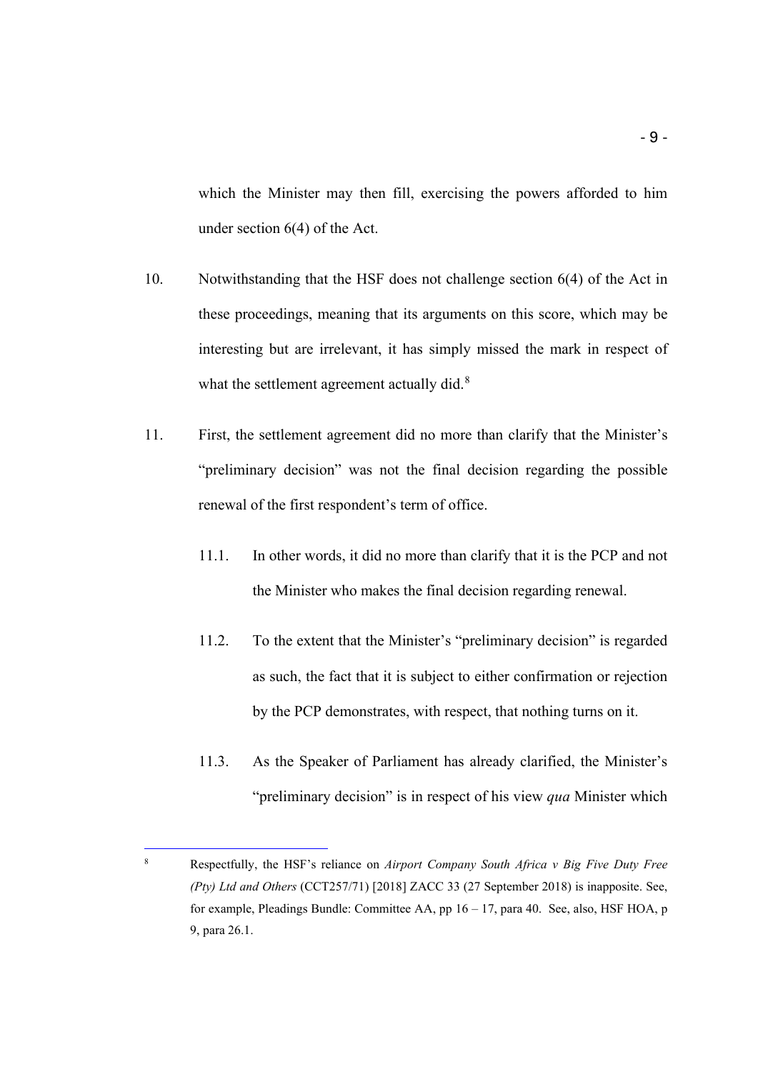which the Minister may then fill, exercising the powers afforded to him under section 6(4) of the Act.

10. Notwithstanding that the HSF does not challenge section 6(4) of the Act in these proceedings, meaning that its arguments on this score, which may be interesting but are irrelevant, it has simply missed the mark in respect of what the settlement agreement actually did.[8]

11. First, the settlement agreement did no more than clarify that the Minister's "preliminary decision" was not the final decision regarding the possible renewal of the first respondent's term of office.

    11.1. In other words, it did no more than clarify that it is the PCP and not the Minister who makes the final decision regarding renewal.

    11.2. To the extent that the Minister's "preliminary decision" is regarded as such, the fact that it is subject to either confirmation or rejection by the PCP demonstrates, with respect, that nothing turns on it.

    11.3. As the Speaker of Parliament has already clarified, the Minister's "preliminary decision" is in respect of his view *qua* Minister which

---

[8] Respectfully, the HSF's reliance on *Airport Company South Africa v Big Five Duty Free (Pty) Ltd and Others* (CCT257/71) [2018] ZACC 33 (27 September 2018) is inapposite. See, for example, Pleadings Bundle: Committee AA, pp 16 – 17, para 40. See, also, HSF HOA, p 9, para 26.1.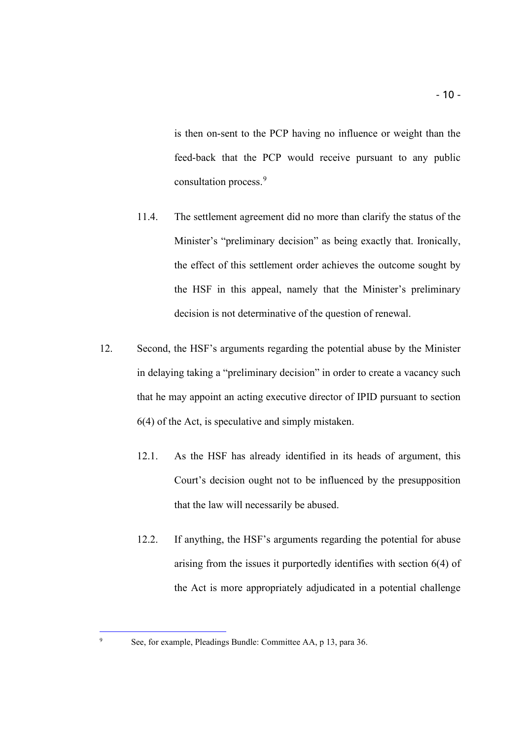is then on-sent to the PCP having no influence or weight than the feed-back that the PCP would receive pursuant to any public consultation process.[9]

11.4. The settlement agreement did no more than clarify the status of the Minister's "preliminary decision" as being exactly that. Ironically, the effect of this settlement order achieves the outcome sought by the HSF in this appeal, namely that the Minister's preliminary decision is not determinative of the question of renewal.

12. Second, the HSF's arguments regarding the potential abuse by the Minister in delaying taking a "preliminary decision" in order to create a vacancy such that he may appoint an acting executive director of IPID pursuant to section 6(4) of the Act, is speculative and simply mistaken.

12.1. As the HSF has already identified in its heads of argument, this Court's decision ought not to be influenced by the presupposition that the law will necessarily be abused.

12.2. If anything, the HSF's arguments regarding the potential for abuse arising from the issues it purportedly identifies with section 6(4) of the Act is more appropriately adjudicated in a potential challenge

---

[9] See, for example, Pleadings Bundle: Committee AA, p 13, para 36.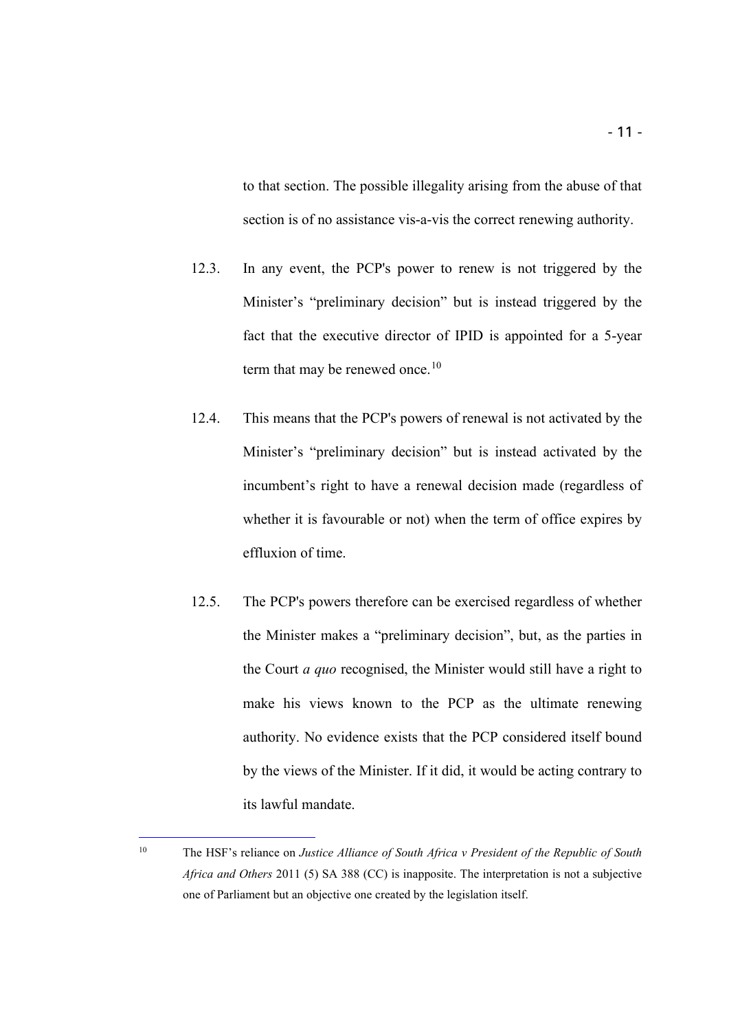to that section. The possible illegality arising from the abuse of that section is of no assistance vis-a-vis the correct renewing authority.

12.3. In any event, the PCP's power to renew is not triggered by the Minister's "preliminary decision" but is instead triggered by the fact that the executive director of IPID is appointed for a 5-year term that may be renewed once.[10]

12.4. This means that the PCP's powers of renewal is not activated by the Minister's "preliminary decision" but is instead activated by the incumbent's right to have a renewal decision made (regardless of whether it is favourable or not) when the term of office expires by effluxion of time.

12.5. The PCP's powers therefore can be exercised regardless of whether the Minister makes a "preliminary decision", but, as the parties in the Court *a quo* recognised, the Minister would still have a right to make his views known to the PCP as the ultimate renewing authority. No evidence exists that the PCP considered itself bound by the views of the Minister. If it did, it would be acting contrary to its lawful mandate.

---

[10] The HSF's reliance on *Justice Alliance of South Africa v President of the Republic of South Africa and Others* 2011 (5) SA 388 (CC) is inapposite. The interpretation is not a subjective one of Parliament but an objective one created by the legislation itself.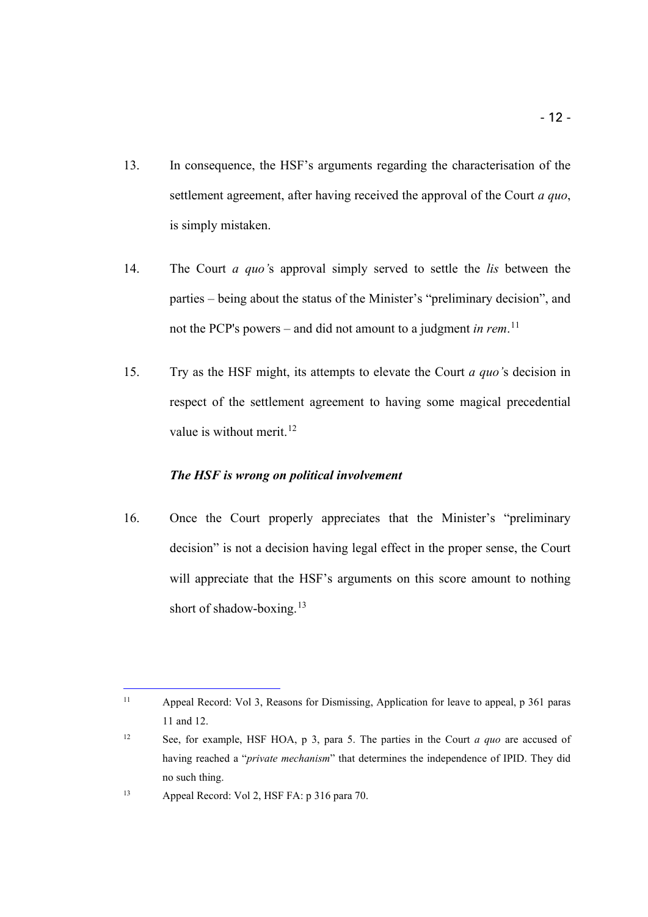13. In consequence, the HSF's arguments regarding the characterisation of the settlement agreement, after having received the approval of the Court *a quo*, is simply mistaken.

14. The Court *a quo'*s approval simply served to settle the *lis* between the parties – being about the status of the Minister's "preliminary decision", and not the PCP's powers – and did not amount to a judgment *in rem*.[11]

15. Try as the HSF might, its attempts to elevate the Court *a quo'*s decision in respect of the settlement agreement to having some magical precedential value is without merit.[12]

***The HSF is wrong on political involvement***

16. Once the Court properly appreciates that the Minister's "preliminary decision" is not a decision having legal effect in the proper sense, the Court will appreciate that the HSF's arguments on this score amount to nothing short of shadow-boxing.[13]

---

[11] Appeal Record: Vol 3, Reasons for Dismissing, Application for leave to appeal, p 361 paras 11 and 12.

[12] See, for example, HSF HOA, p 3, para 5. The parties in the Court *a quo* are accused of having reached a "*private mechanism*" that determines the independence of IPID. They did no such thing.

[13] Appeal Record: Vol 2, HSF FA: p 316 para 70.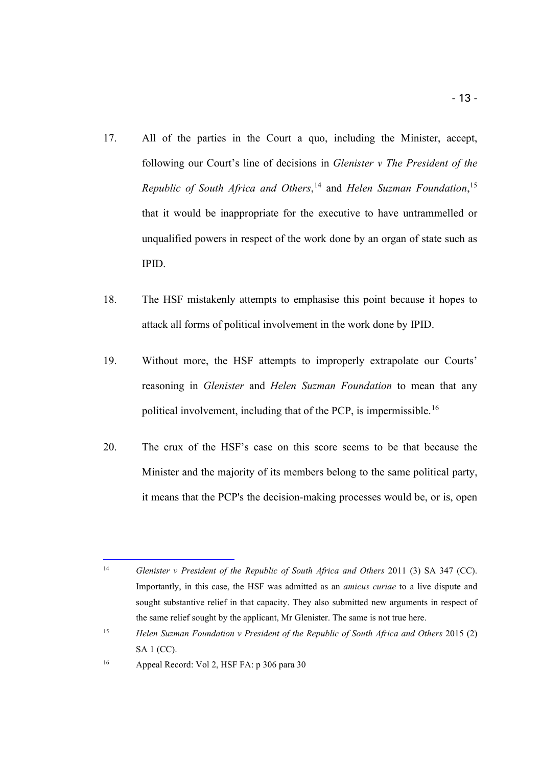17. All of the parties in the Court a quo, including the Minister, accept, following our Court's line of decisions in *Glenister v The President of the Republic of South Africa and Others*,[14] and *Helen Suzman Foundation*,[15] that it would be inappropriate for the executive to have untrammelled or unqualified powers in respect of the work done by an organ of state such as IPID.

18. The HSF mistakenly attempts to emphasise this point because it hopes to attack all forms of political involvement in the work done by IPID.

19. Without more, the HSF attempts to improperly extrapolate our Courts' reasoning in *Glenister* and *Helen Suzman Foundation* to mean that any political involvement, including that of the PCP, is impermissible.[16]

20. The crux of the HSF's case on this score seems to be that because the Minister and the majority of its members belong to the same political party, it means that the PCP's the decision-making processes would be, or is, open

---

[14] *Glenister v President of the Republic of South Africa and Others* 2011 (3) SA 347 (CC). Importantly, in this case, the HSF was admitted as an *amicus curiae* to a live dispute and sought substantive relief in that capacity. They also submitted new arguments in respect of the same relief sought by the applicant, Mr Glenister. The same is not true here.

[15] *Helen Suzman Foundation v President of the Republic of South Africa and Others* 2015 (2) SA 1 (CC).

[16] Appeal Record: Vol 2, HSF FA: p 306 para 30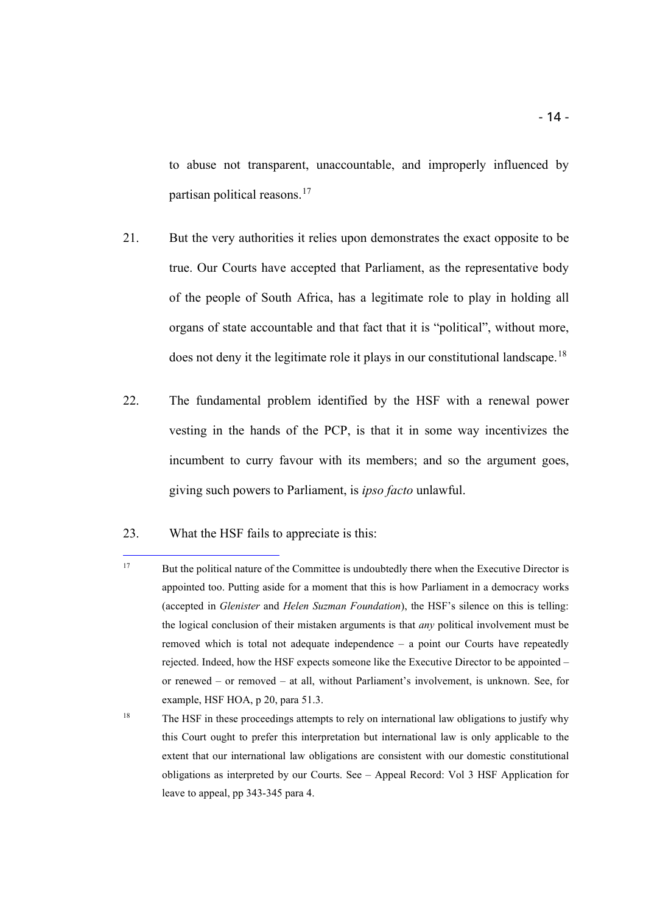to abuse not transparent, unaccountable, and improperly influenced by partisan political reasons.[17]

21. But the very authorities it relies upon demonstrates the exact opposite to be true. Our Courts have accepted that Parliament, as the representative body of the people of South Africa, has a legitimate role to play in holding all organs of state accountable and that fact that it is "political", without more, does not deny it the legitimate role it plays in our constitutional landscape.[18]

22. The fundamental problem identified by the HSF with a renewal power vesting in the hands of the PCP, is that it in some way incentivizes the incumbent to curry favour with its members; and so the argument goes, giving such powers to Parliament, is *ipso facto* unlawful.

23. What the HSF fails to appreciate is this:

---

[17] But the political nature of the Committee is undoubtedly there when the Executive Director is appointed too. Putting aside for a moment that this is how Parliament in a democracy works (accepted in *Glenister* and *Helen Suzman Foundation*), the HSF's silence on this is telling: the logical conclusion of their mistaken arguments is that *any* political involvement must be removed which is total not adequate independence – a point our Courts have repeatedly rejected. Indeed, how the HSF expects someone like the Executive Director to be appointed – or renewed – or removed – at all, without Parliament's involvement, is unknown. See, for example, HSF HOA, p 20, para 51.3.

[18] The HSF in these proceedings attempts to rely on international law obligations to justify why this Court ought to prefer this interpretation but international law is only applicable to the extent that our international law obligations are consistent with our domestic constitutional obligations as interpreted by our Courts. See – Appeal Record: Vol 3 HSF Application for leave to appeal, pp 343-345 para 4.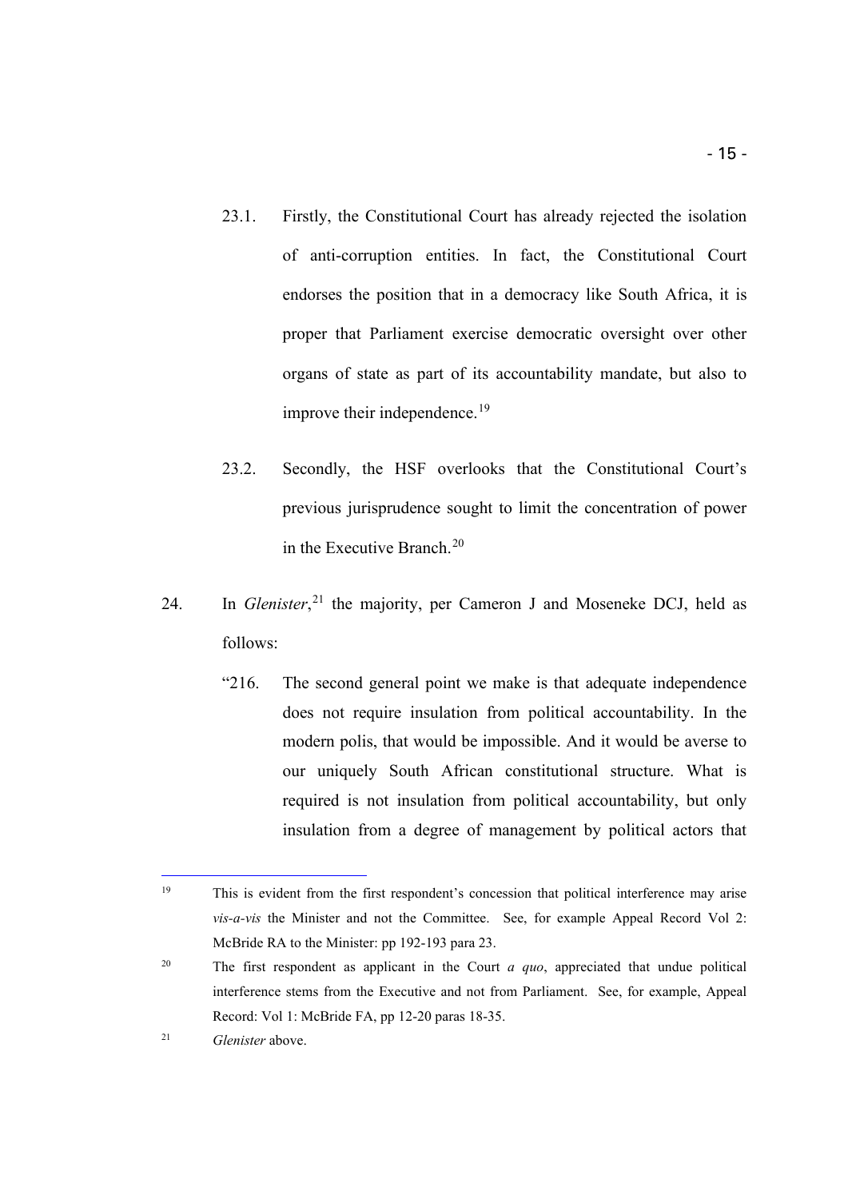23.1. Firstly, the Constitutional Court has already rejected the isolation of anti-corruption entities. In fact, the Constitutional Court endorses the position that in a democracy like South Africa, it is proper that Parliament exercise democratic oversight over other organs of state as part of its accountability mandate, but also to improve their independence.[19]

23.2. Secondly, the HSF overlooks that the Constitutional Court's previous jurisprudence sought to limit the concentration of power in the Executive Branch.[20]

24. In *Glenister*,[21] the majority, per Cameron J and Moseneke DCJ, held as follows:

> "216. The second general point we make is that adequate independence does not require insulation from political accountability. In the modern polis, that would be impossible. And it would be averse to our uniquely South African constitutional structure. What is required is not insulation from political accountability, but only insulation from a degree of management by political actors that

---

[19] This is evident from the first respondent's concession that political interference may arise *vis-a-vis* the Minister and not the Committee. See, for example Appeal Record Vol 2: McBride RA to the Minister: pp 192-193 para 23.

[20] The first respondent as applicant in the Court *a quo*, appreciated that undue political interference stems from the Executive and not from Parliament. See, for example, Appeal Record: Vol 1: McBride FA, pp 12-20 paras 18-35.

[21] *Glenister* above.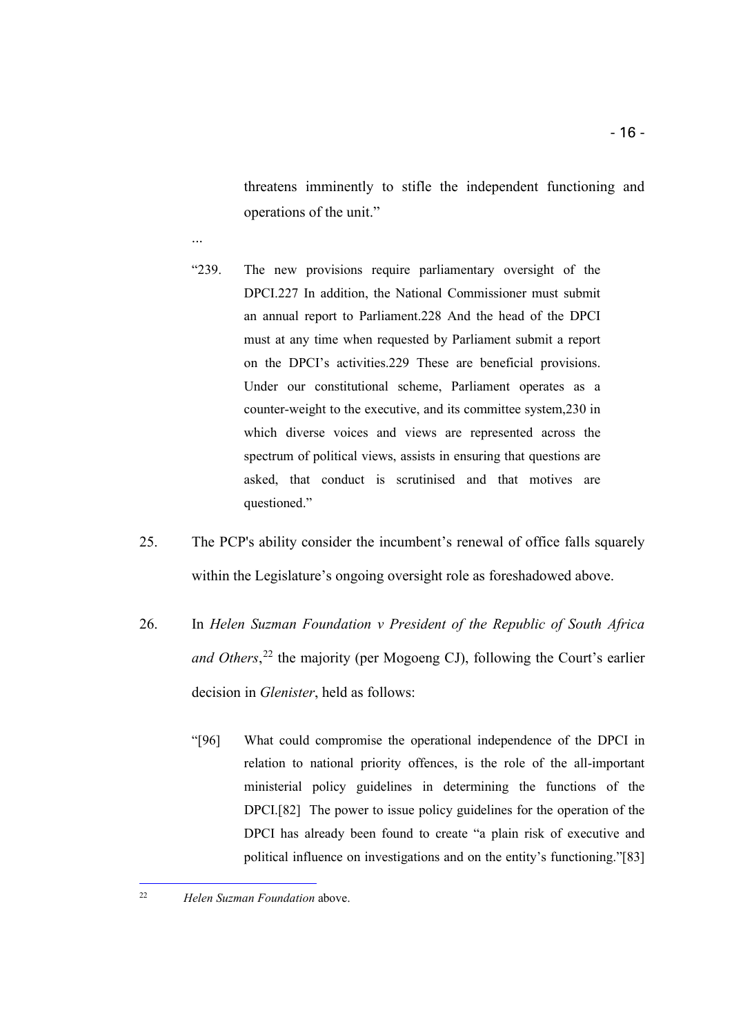> threatens imminently to stifle the independent functioning and operations of the unit."

...

> "239. The new provisions require parliamentary oversight of the DPCI.227 In addition, the National Commissioner must submit an annual report to Parliament.228 And the head of the DPCI must at any time when requested by Parliament submit a report on the DPCI's activities.229 These are beneficial provisions. Under our constitutional scheme, Parliament operates as a counter-weight to the executive, and its committee system,230 in which diverse voices and views are represented across the spectrum of political views, assists in ensuring that questions are asked, that conduct is scrutinised and that motives are questioned."

25. The PCP's ability consider the incumbent's renewal of office falls squarely within the Legislature's ongoing oversight role as foreshadowed above.

26. In *Helen Suzman Foundation v President of the Republic of South Africa and Others*,[22] the majority (per Mogoeng CJ), following the Court's earlier decision in *Glenister*, held as follows:

> "[96] What could compromise the operational independence of the DPCI in relation to national priority offences, is the role of the all-important ministerial policy guidelines in determining the functions of the DPCI.[82] The power to issue policy guidelines for the operation of the DPCI has already been found to create "a plain risk of executive and political influence on investigations and on the entity's functioning."[83]

---

[22] *Helen Suzman Foundation* above.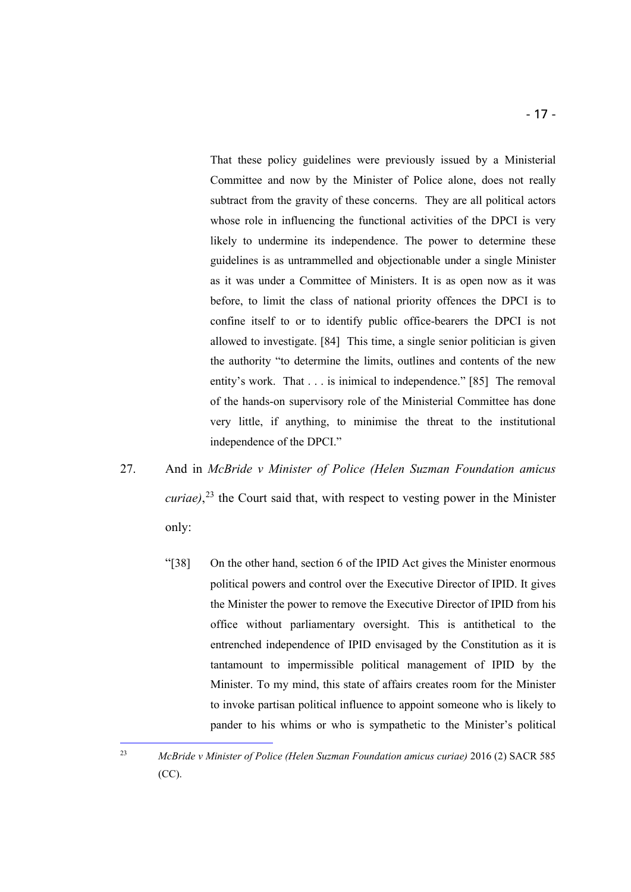> That these policy guidelines were previously issued by a Ministerial Committee and now by the Minister of Police alone, does not really subtract from the gravity of these concerns. They are all political actors whose role in influencing the functional activities of the DPCI is very likely to undermine its independence. The power to determine these guidelines is as untrammelled and objectionable under a single Minister as it was under a Committee of Ministers. It is as open now as it was before, to limit the class of national priority offences the DPCI is to confine itself to or to identify public office-bearers the DPCI is not allowed to investigate. [84] This time, a single senior politician is given the authority "to determine the limits, outlines and contents of the new entity's work. That . . . is inimical to independence." [85] The removal of the hands-on supervisory role of the Ministerial Committee has done very little, if anything, to minimise the threat to the institutional independence of the DPCI."

27. And in *McBride v Minister of Police (Helen Suzman Foundation amicus curiae)*,[23] the Court said that, with respect to vesting power in the Minister only:

> "[38] On the other hand, section 6 of the IPID Act gives the Minister enormous political powers and control over the Executive Director of IPID. It gives the Minister the power to remove the Executive Director of IPID from his office without parliamentary oversight. This is antithetical to the entrenched independence of IPID envisaged by the Constitution as it is tantamount to impermissible political management of IPID by the Minister. To my mind, this state of affairs creates room for the Minister to invoke partisan political influence to appoint someone who is likely to pander to his whims or who is sympathetic to the Minister's political

---

[23] *McBride v Minister of Police (Helen Suzman Foundation amicus curiae)* 2016 (2) SACR 585 (CC).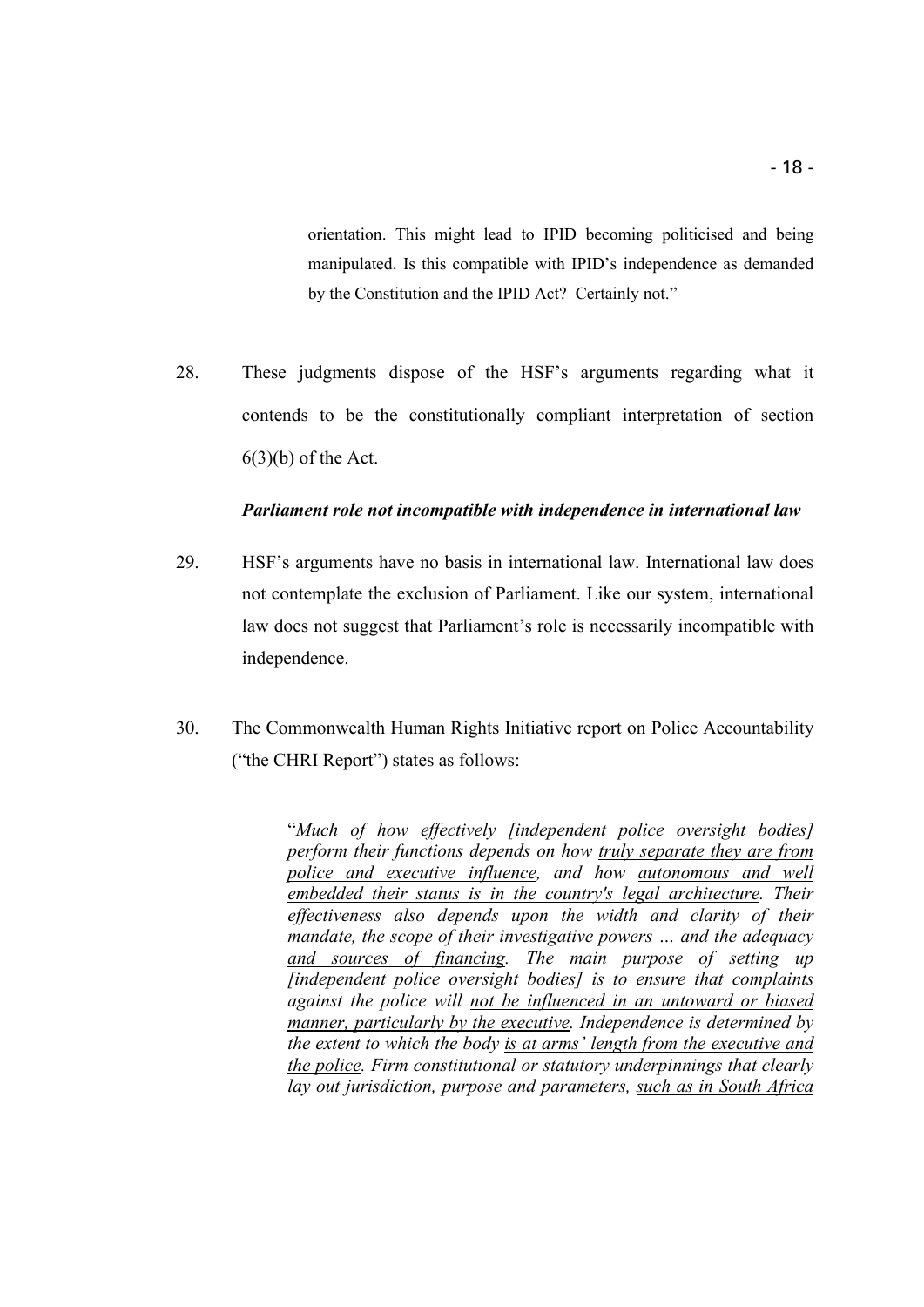> orientation. This might lead to IPID becoming politicised and being manipulated. Is this compatible with IPID's independence as demanded by the Constitution and the IPID Act? Certainly not."

28. These judgments dispose of the HSF's arguments regarding what it contends to be the constitutionally compliant interpretation of section 6(3)(b) of the Act.

***Parliament role not incompatible with independence in international law***

29. HSF's arguments have no basis in international law. International law does not contemplate the exclusion of Parliament. Like our system, international law does not suggest that Parliament's role is necessarily incompatible with independence.

30. The Commonwealth Human Rights Initiative report on Police Accountability ("the CHRI Report") states as follows:

> "*Much of how effectively [independent police oversight bodies] perform their functions depends on how <u>truly separate they are from police and executive influence</u>, and how <u>autonomous and well embedded their status is in the country's legal architecture</u>. Their effectiveness also depends upon the <u>width and clarity of their mandate</u>, the <u>scope of their investigative powers</u> … and the <u>adequacy and sources of financing</u>. The main purpose of setting up [independent police oversight bodies] is to ensure that complaints against the police will <u>not be influenced in an untoward or biased manner, particularly by the executive</u>. Independence is determined by the extent to which the body <u>is at arms' length from the executive and the police</u>. Firm constitutional or statutory underpinnings that clearly lay out jurisdiction, purpose and parameters, <u>such as in South Africa</u>*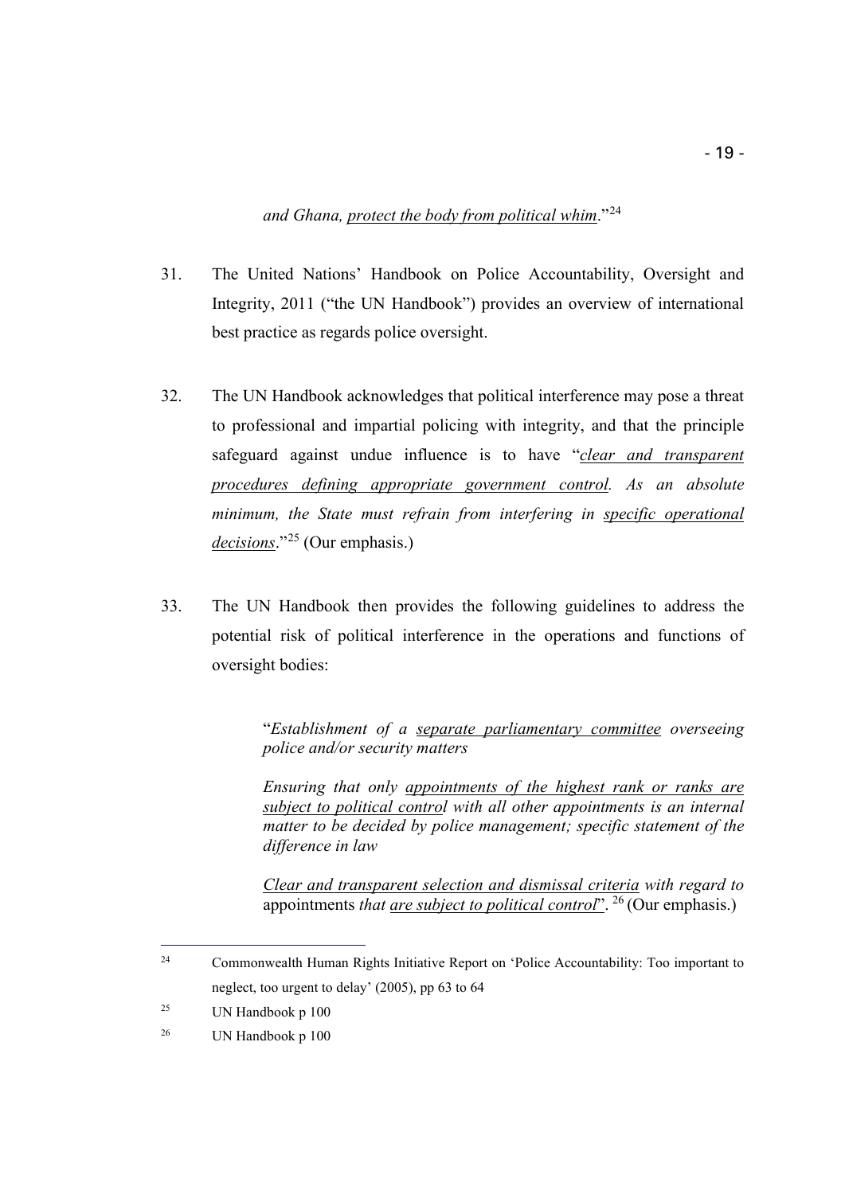*and Ghana, <u>protect the body from political whim</u>.*"[24]

31. The United Nations' Handbook on Police Accountability, Oversight and Integrity, 2011 ("the UN Handbook") provides an overview of international best practice as regards police oversight.

32. The UN Handbook acknowledges that political interference may pose a threat to professional and impartial policing with integrity, and that the principle safeguard against undue influence is to have "*<u>clear and transparent procedures defining appropriate government control</u>. As an absolute minimum, the State must refrain from interfering in <u>specific operational decisions</u>.*"[25] (Our emphasis.)

33. The UN Handbook then provides the following guidelines to address the potential risk of political interference in the operations and functions of oversight bodies:

> "*Establishment of a <u>separate parliamentary committee</u> overseeing police and/or security matters*
>
> *Ensuring that only <u>appointments of the highest rank or ranks are subject to political control</u> with all other appointments is an internal matter to be decided by police management; specific statement of the difference in law*
>
> *<u>Clear and transparent selection and dismissal criteria</u> with regard to* appointments *that <u>are subject to political control</u>*". [26] (Our emphasis.)

---

[24] Commonwealth Human Rights Initiative Report on 'Police Accountability: Too important to neglect, too urgent to delay' (2005), pp 63 to 64

[25] UN Handbook p 100

[26] UN Handbook p 100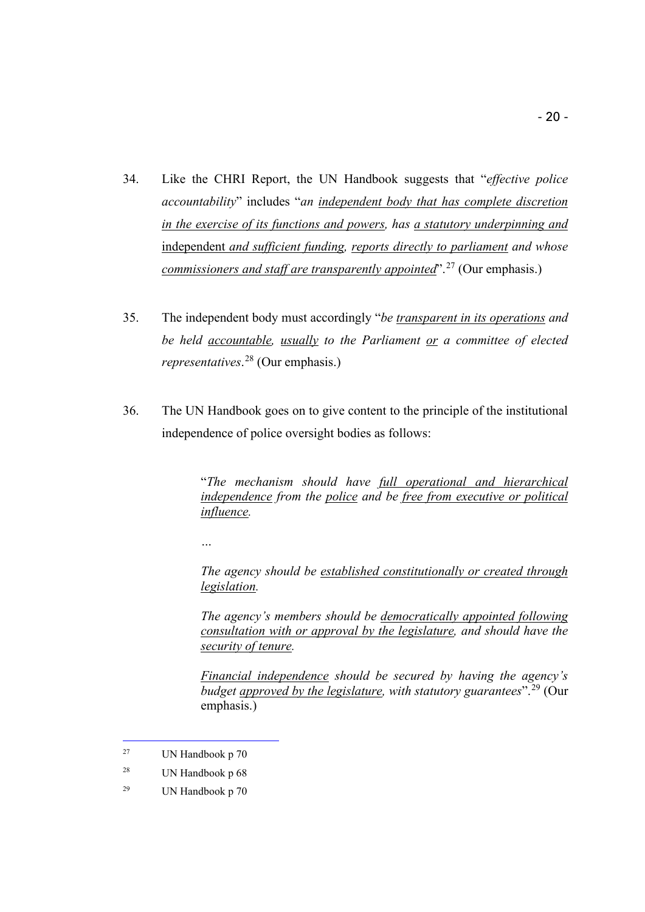34. Like the CHRI Report, the UN Handbook suggests that "*effective police accountability*" includes "*an <u>independent body that has complete discretion in the exercise of its functions and powers</u>, has <u>a statutory underpinning and</u>* <u>independent</u> *<u>and sufficient funding</u>, <u>reports directly to parliament</u> and whose <u>commissioners and staff are transparently appointed</u>*".[27] (Our emphasis.)

35. The independent body must accordingly "*be <u>transparent in its operations</u> and be held <u>accountable</u>, <u>usually</u> to the Parliament <u>or</u> a committee of elected representatives*.[28] (Our emphasis.)

36. The UN Handbook goes on to give content to the principle of the institutional independence of police oversight bodies as follows:

> "*The mechanism should have <u>full operational and hierarchical independence</u> from the <u>police</u> and be <u>free from executive or political influence</u>.*
>
> …
>
> *The agency should be <u>established constitutionally or created through legislation</u>.*
>
> *The agency's members should be <u>democratically appointed following consultation with or approval by the legislature</u>, and should have the <u>security of tenure</u>.*
>
> *<u>Financial independence</u> should be secured by having the agency's budget <u>approved by the legislature</u>, with statutory guarantees*".[29] (Our emphasis.)

---

[27] UN Handbook p 70

[28] UN Handbook p 68

[29] UN Handbook p 70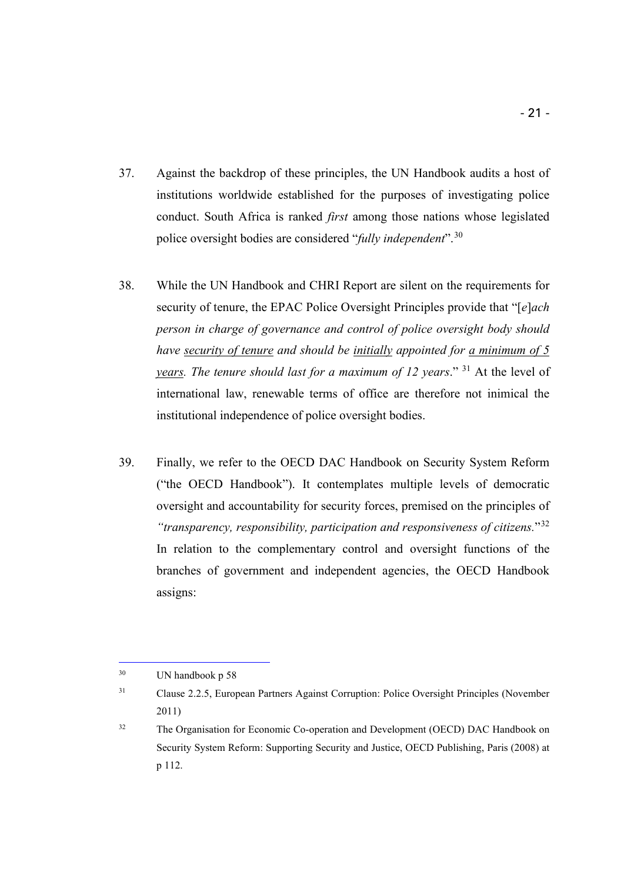37. Against the backdrop of these principles, the UN Handbook audits a host of institutions worldwide established for the purposes of investigating police conduct. South Africa is ranked *first* among those nations whose legislated police oversight bodies are considered "*fully independent*".[30]

38. While the UN Handbook and CHRI Report are silent on the requirements for security of tenure, the EPAC Police Oversight Principles provide that "[*e*]*ach person in charge of governance and control of police oversight body should have* <u>*security of tenure*</u> *and should be* <u>*initially*</u> *appointed for* <u>*a minimum of 5 years*</u>*. The tenure should last for a maximum of 12 years*." [31] At the level of international law, renewable terms of office are therefore not inimical the institutional independence of police oversight bodies.

39. Finally, we refer to the OECD DAC Handbook on Security System Reform ("the OECD Handbook"). It contemplates multiple levels of democratic oversight and accountability for security forces, premised on the principles of *"transparency, responsibility, participation and responsiveness of citizens.*"[32] In relation to the complementary control and oversight functions of the branches of government and independent agencies, the OECD Handbook assigns:

---

[30] UN handbook p 58

[31] Clause 2.2.5, European Partners Against Corruption: Police Oversight Principles (November 2011)

[32] The Organisation for Economic Co-operation and Development (OECD) DAC Handbook on Security System Reform: Supporting Security and Justice, OECD Publishing, Paris (2008) at p 112.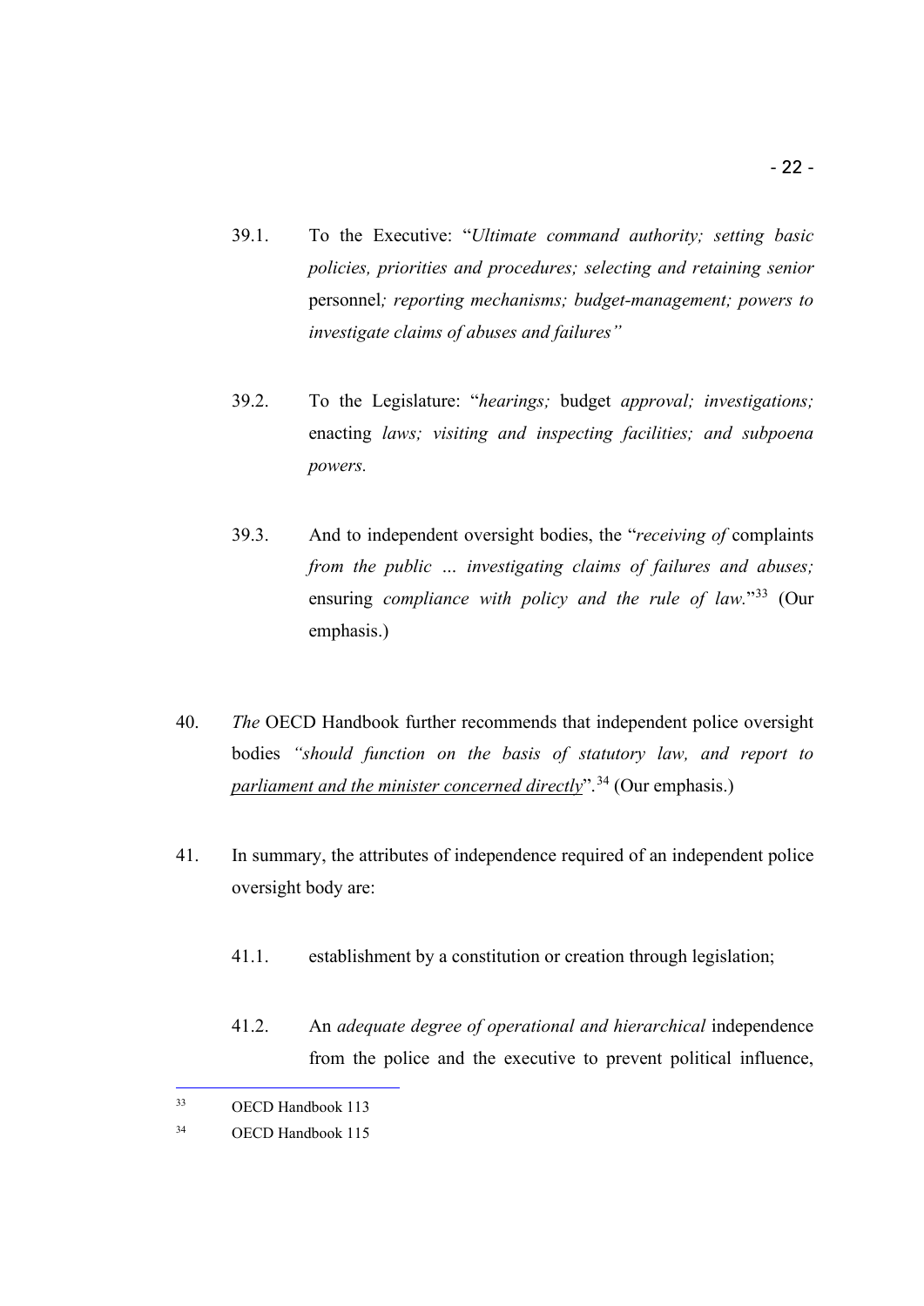39.1. To the Executive: "*Ultimate command authority; setting basic policies, priorities and procedures; selecting and retaining senior* personnel*; reporting mechanisms; budget-management; powers to investigate claims of abuses and failures"*

39.2. To the Legislature: "*hearings;* budget *approval; investigations;* enacting *laws; visiting and inspecting facilities; and subpoena powers.*

39.3. And to independent oversight bodies, the "*receiving of* complaints *from the public … investigating claims of failures and abuses;* ensuring *compliance with policy and the rule of law.*"[33] (Our emphasis.)

40. *The* OECD Handbook further recommends that independent police oversight bodies *"should function on the basis of statutory law, and report to* <u>*parliament and the minister concerned directly*</u>".[34] (Our emphasis.)

41. In summary, the attributes of independence required of an independent police oversight body are:

41.1. establishment by a constitution or creation through legislation;

41.2. An *adequate degree of operational and hierarchical* independence from the police and the executive to prevent political influence,

---

[33] OECD Handbook 113

[34] OECD Handbook 115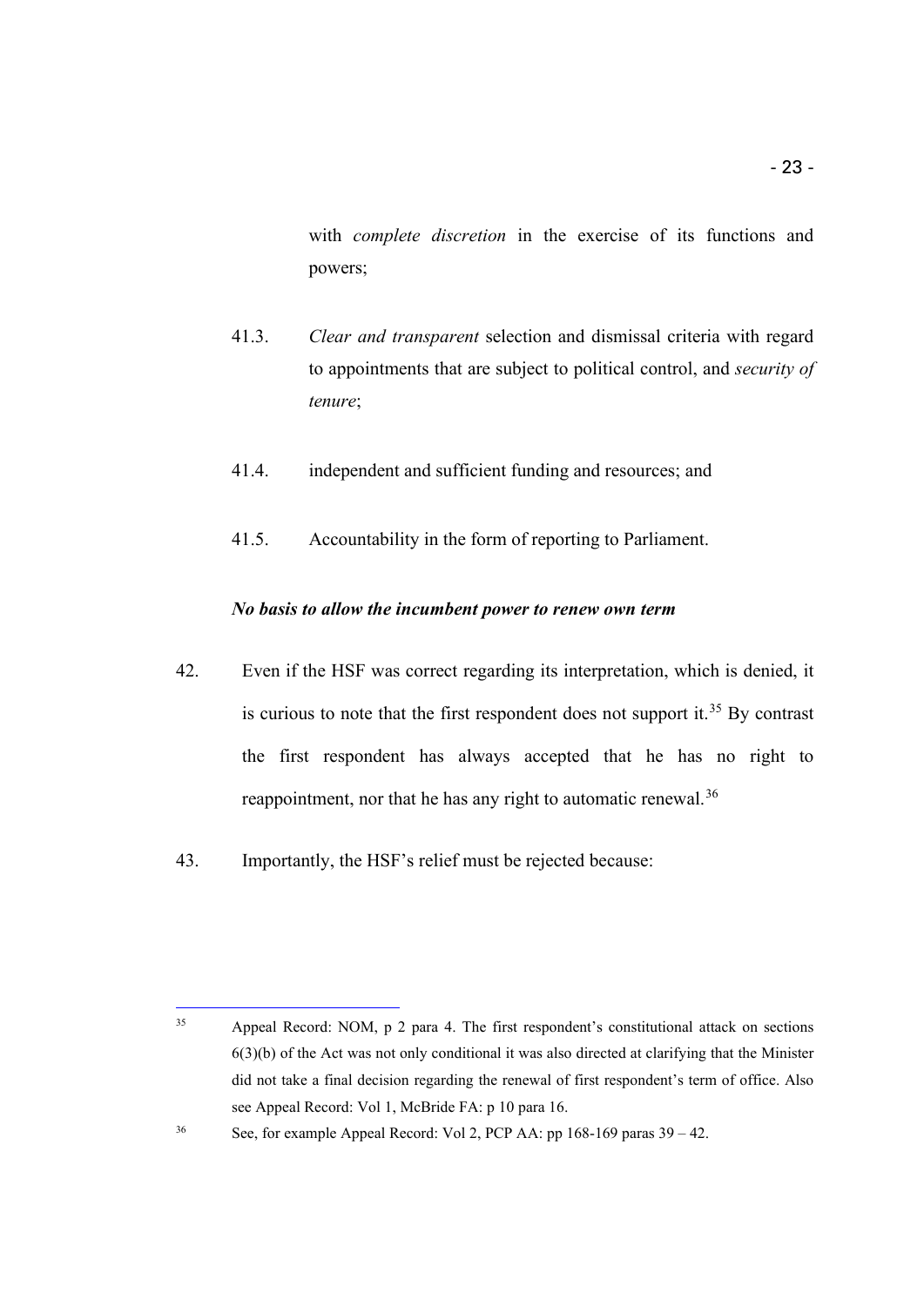with *complete discretion* in the exercise of its functions and powers;

41.3. *Clear and transparent* selection and dismissal criteria with regard to appointments that are subject to political control, and *security of tenure*;

41.4. independent and sufficient funding and resources; and

41.5. Accountability in the form of reporting to Parliament.

***No basis to allow the incumbent power to renew own term***

42. Even if the HSF was correct regarding its interpretation, which is denied, it is curious to note that the first respondent does not support it.[35] By contrast the first respondent has always accepted that he has no right to reappointment, nor that he has any right to automatic renewal.[36]

43. Importantly, the HSF's relief must be rejected because:

---

[35] Appeal Record: NOM, p 2 para 4. The first respondent's constitutional attack on sections 6(3)(b) of the Act was not only conditional it was also directed at clarifying that the Minister did not take a final decision regarding the renewal of first respondent's term of office. Also see Appeal Record: Vol 1, McBride FA: p 10 para 16.

[36] See, for example Appeal Record: Vol 2, PCP AA: pp 168-169 paras 39 – 42.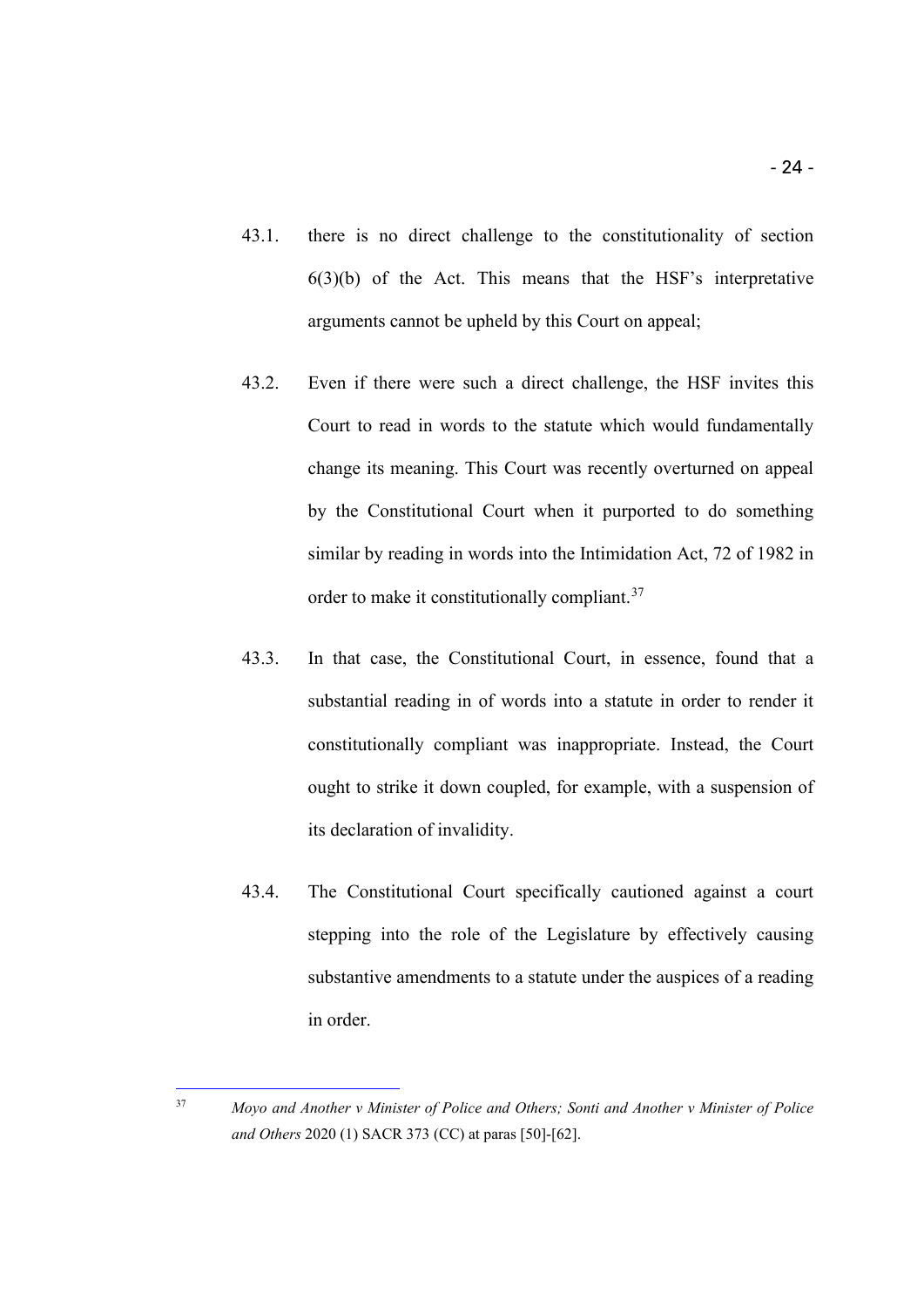43.1. there is no direct challenge to the constitutionality of section 6(3)(b) of the Act. This means that the HSF's interpretative arguments cannot be upheld by this Court on appeal;

43.2. Even if there were such a direct challenge, the HSF invites this Court to read in words to the statute which would fundamentally change its meaning. This Court was recently overturned on appeal by the Constitutional Court when it purported to do something similar by reading in words into the Intimidation Act, 72 of 1982 in order to make it constitutionally compliant.[37]

43.3. In that case, the Constitutional Court, in essence, found that a substantial reading in of words into a statute in order to render it constitutionally compliant was inappropriate. Instead, the Court ought to strike it down coupled, for example, with a suspension of its declaration of invalidity.

43.4. The Constitutional Court specifically cautioned against a court stepping into the role of the Legislature by effectively causing substantive amendments to a statute under the auspices of a reading in order.

---

[37] *Moyo and Another v Minister of Police and Others; Sonti and Another v Minister of Police and Others* 2020 (1) SACR 373 (CC) at paras [50]-[62].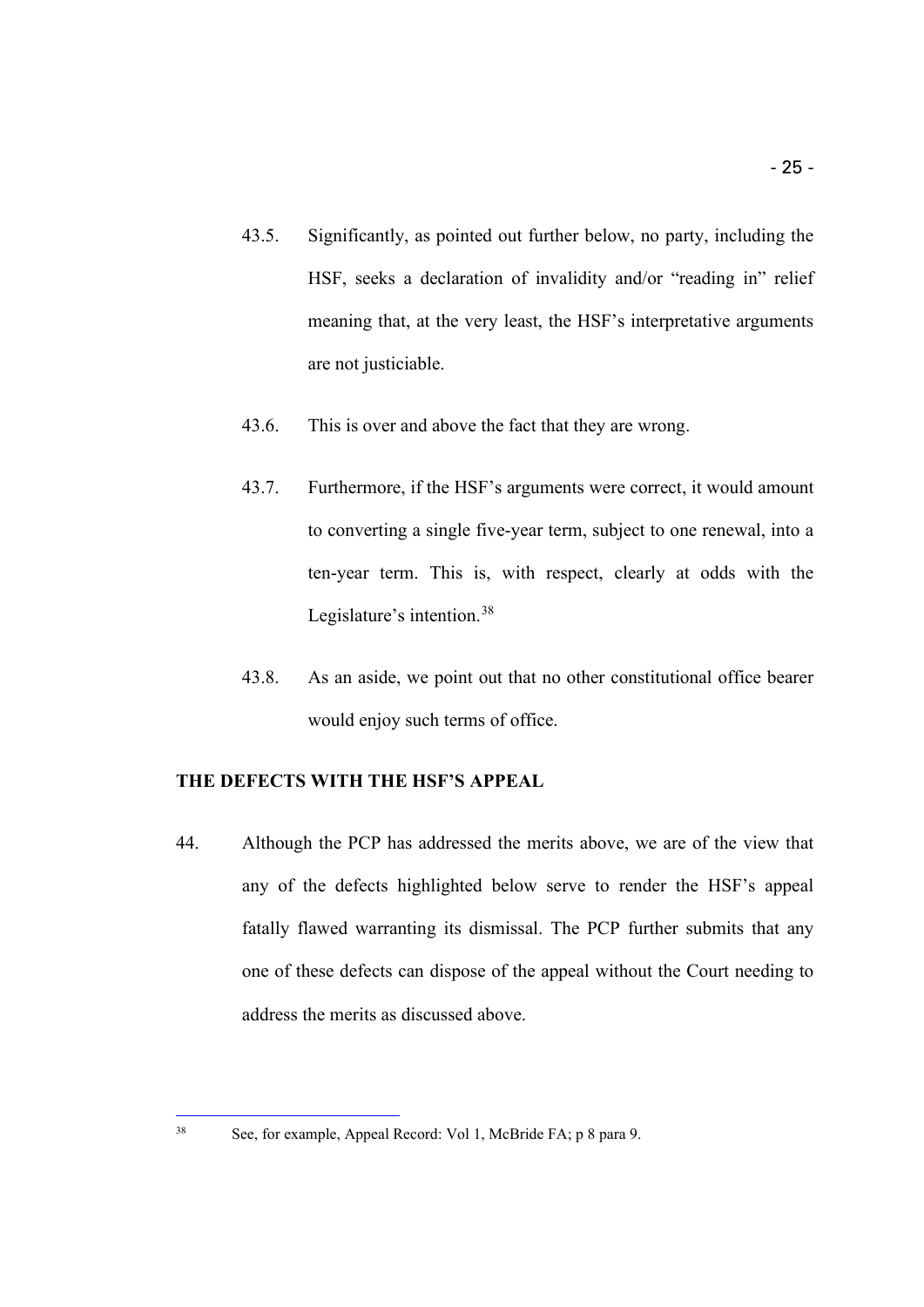43.5. Significantly, as pointed out further below, no party, including the HSF, seeks a declaration of invalidity and/or "reading in" relief meaning that, at the very least, the HSF's interpretative arguments are not justiciable.

43.6. This is over and above the fact that they are wrong.

43.7. Furthermore, if the HSF's arguments were correct, it would amount to converting a single five-year term, subject to one renewal, into a ten-year term. This is, with respect, clearly at odds with the Legislature's intention.[38]

43.8. As an aside, we point out that no other constitutional office bearer would enjoy such terms of office.

## THE DEFECTS WITH THE HSF'S APPEAL

44. Although the PCP has addressed the merits above, we are of the view that any of the defects highlighted below serve to render the HSF's appeal fatally flawed warranting its dismissal. The PCP further submits that any one of these defects can dispose of the appeal without the Court needing to address the merits as discussed above.

---

[38] See, for example, Appeal Record: Vol 1, McBride FA; p 8 para 9.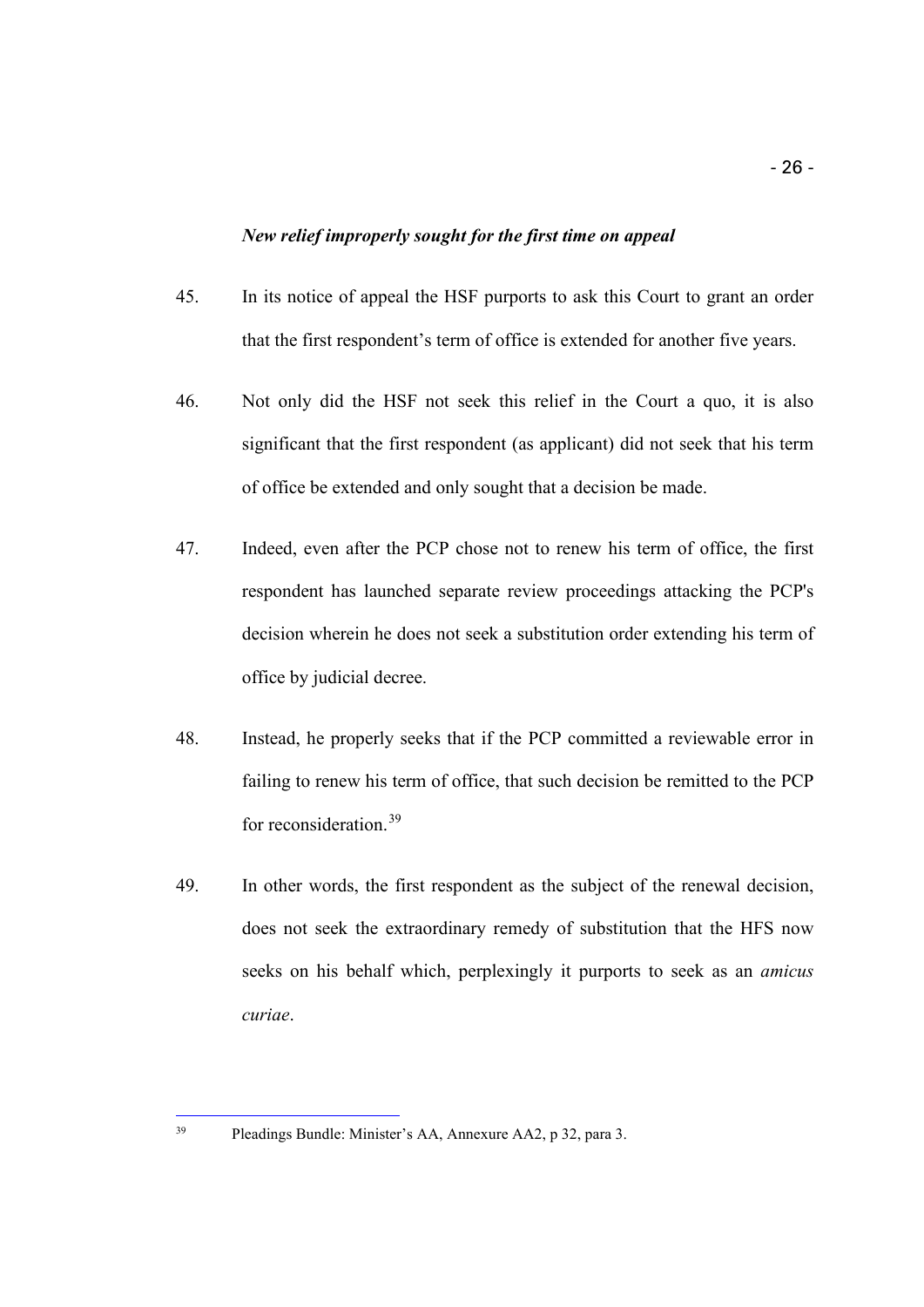***New relief improperly sought for the first time on appeal***

45. In its notice of appeal the HSF purports to ask this Court to grant an order that the first respondent's term of office is extended for another five years.

46. Not only did the HSF not seek this relief in the Court a quo, it is also significant that the first respondent (as applicant) did not seek that his term of office be extended and only sought that a decision be made.

47. Indeed, even after the PCP chose not to renew his term of office, the first respondent has launched separate review proceedings attacking the PCP's decision wherein he does not seek a substitution order extending his term of office by judicial decree.

48. Instead, he properly seeks that if the PCP committed a reviewable error in failing to renew his term of office, that such decision be remitted to the PCP for reconsideration.[39]

49. In other words, the first respondent as the subject of the renewal decision, does not seek the extraordinary remedy of substitution that the HFS now seeks on his behalf which, perplexingly it purports to seek as an *amicus curiae*.

---

[39] Pleadings Bundle: Minister's AA, Annexure AA2, p 32, para 3.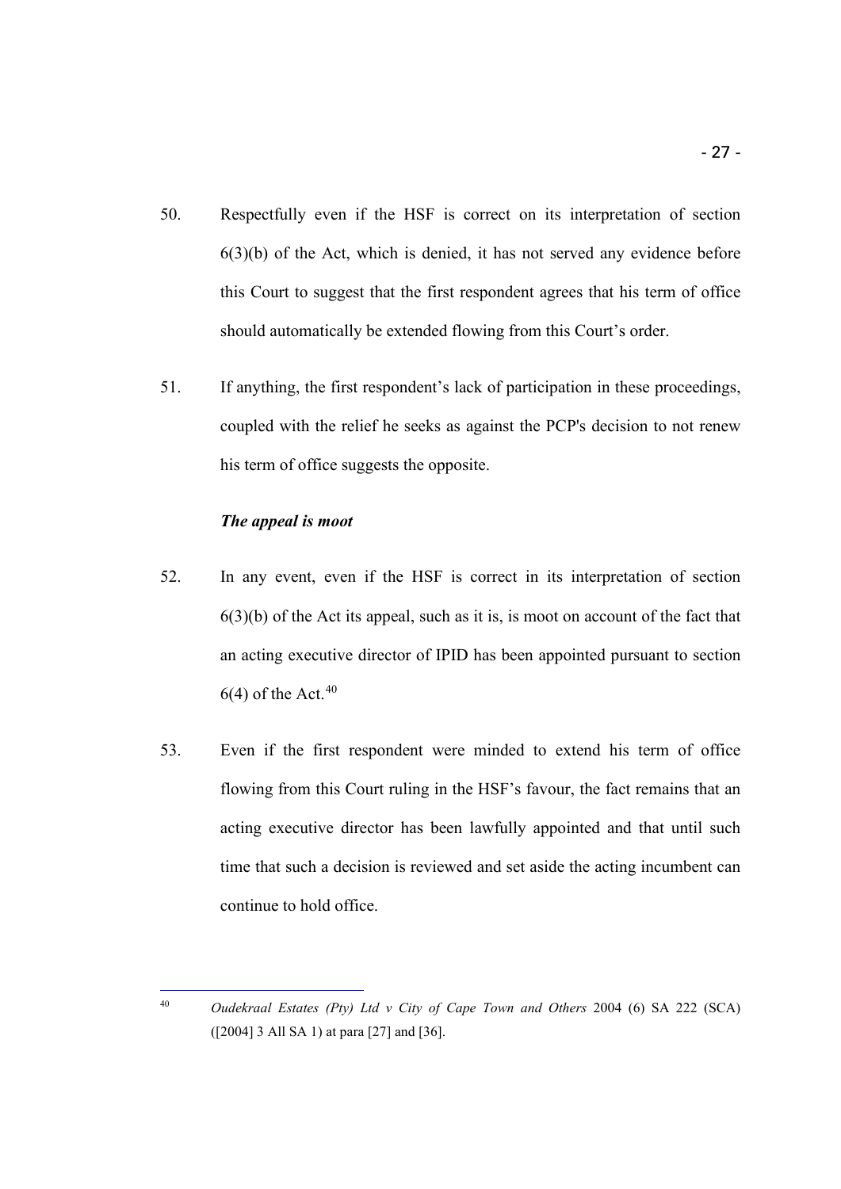50. Respectfully even if the HSF is correct on its interpretation of section 6(3)(b) of the Act, which is denied, it has not served any evidence before this Court to suggest that the first respondent agrees that his term of office should automatically be extended flowing from this Court's order.

51. If anything, the first respondent's lack of participation in these proceedings, coupled with the relief he seeks as against the PCP's decision to not renew his term of office suggests the opposite.

***The appeal is moot***

52. In any event, even if the HSF is correct in its interpretation of section 6(3)(b) of the Act its appeal, such as it is, is moot on account of the fact that an acting executive director of IPID has been appointed pursuant to section 6(4) of the Act.[40]

53. Even if the first respondent were minded to extend his term of office flowing from this Court ruling in the HSF's favour, the fact remains that an acting executive director has been lawfully appointed and that until such time that such a decision is reviewed and set aside the acting incumbent can continue to hold office.

---

[40] *Oudekraal Estates (Pty) Ltd v City of Cape Town and Others* 2004 (6) SA 222 (SCA) ([2004] 3 All SA 1) at para [27] and [36].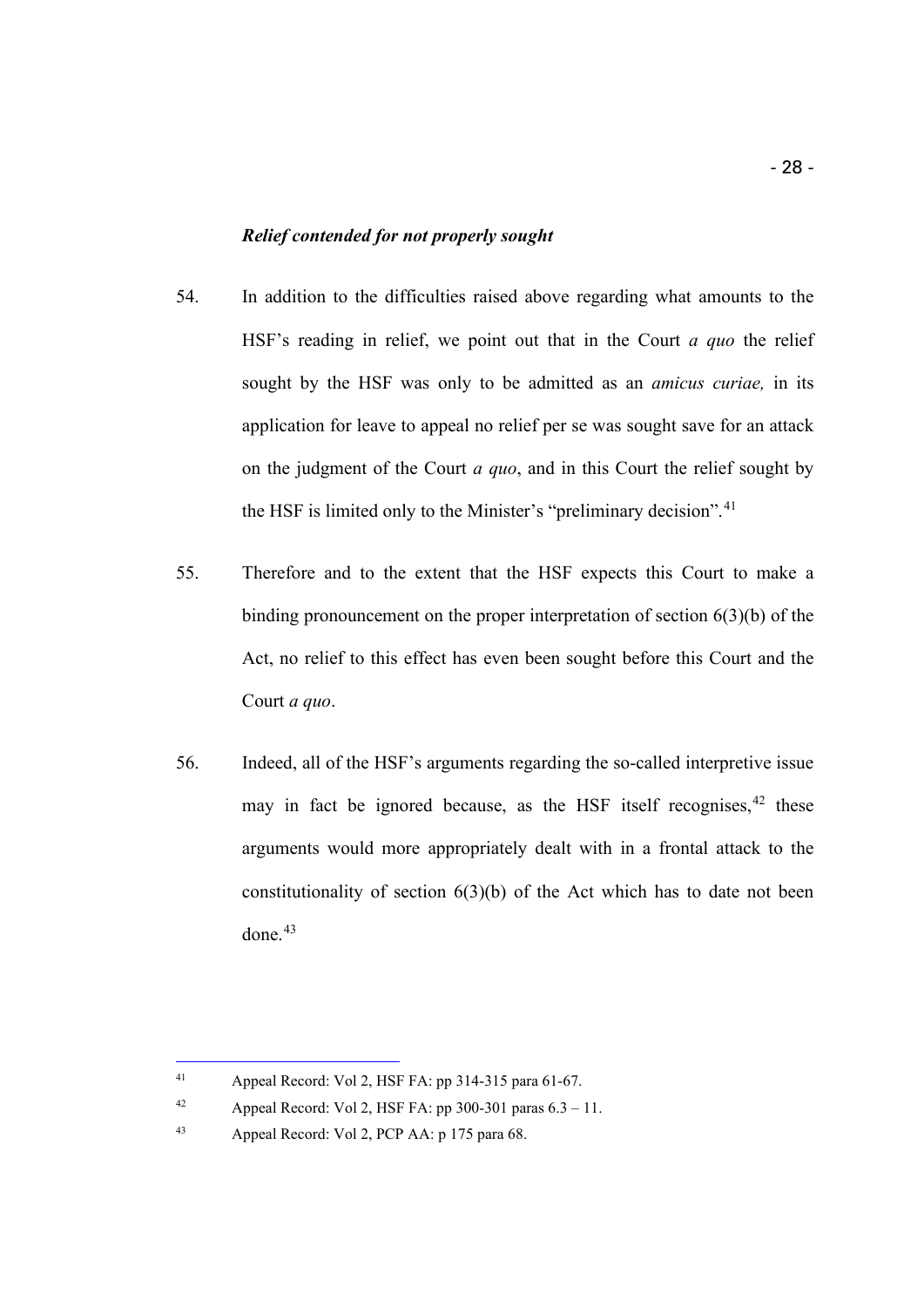***Relief contended for not properly sought***

54. In addition to the difficulties raised above regarding what amounts to the HSF's reading in relief, we point out that in the Court *a quo* the relief sought by the HSF was only to be admitted as an *amicus curiae,* in its application for leave to appeal no relief per se was sought save for an attack on the judgment of the Court *a quo*, and in this Court the relief sought by the HSF is limited only to the Minister's "preliminary decision".[41]

55. Therefore and to the extent that the HSF expects this Court to make a binding pronouncement on the proper interpretation of section 6(3)(b) of the Act, no relief to this effect has even been sought before this Court and the Court *a quo*.

56. Indeed, all of the HSF's arguments regarding the so-called interpretive issue may in fact be ignored because, as the HSF itself recognises,[42] these arguments would more appropriately dealt with in a frontal attack to the constitutionality of section 6(3)(b) of the Act which has to date not been done.[43]

---

[41] Appeal Record: Vol 2, HSF FA: pp 314-315 para 61-67.

[42] Appeal Record: Vol 2, HSF FA: pp 300-301 paras 6.3 – 11.

[43] Appeal Record: Vol 2, PCP AA: p 175 para 68.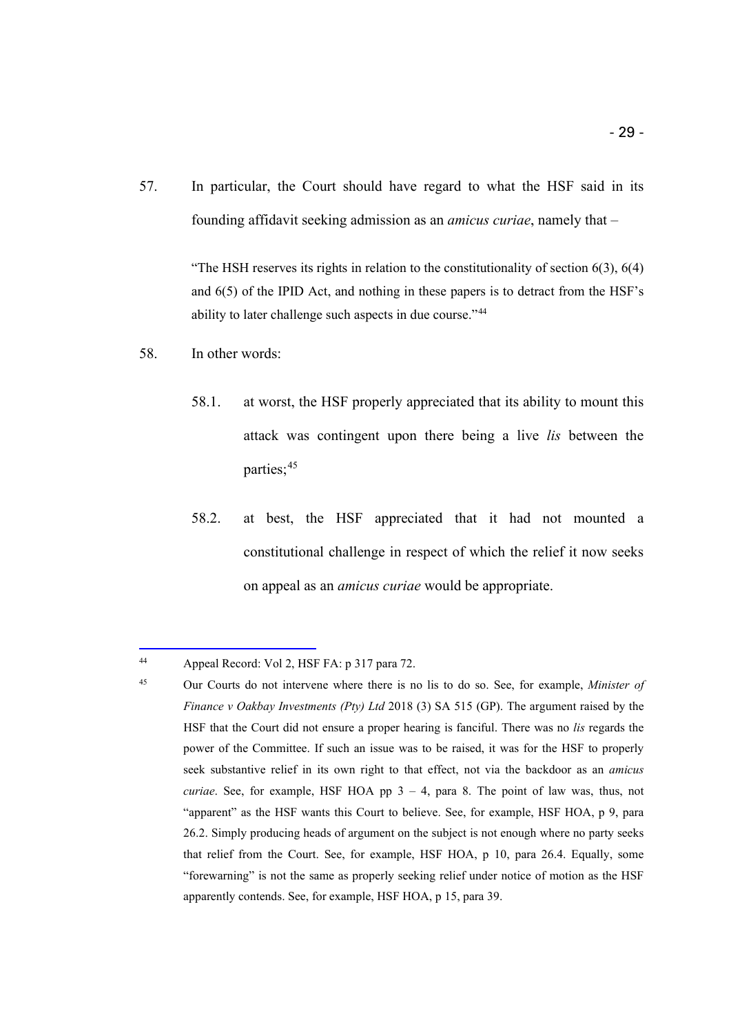57. In particular, the Court should have regard to what the HSF said in its founding affidavit seeking admission as an *amicus curiae*, namely that –

> "The HSH reserves its rights in relation to the constitutionality of section 6(3), 6(4) and 6(5) of the IPID Act, and nothing in these papers is to detract from the HSF's ability to later challenge such aspects in due course."[44]

58. In other words:

 58.1. at worst, the HSF properly appreciated that its ability to mount this attack was contingent upon there being a live *lis* between the parties;[45]

 58.2. at best, the HSF appreciated that it had not mounted a constitutional challenge in respect of which the relief it now seeks on appeal as an *amicus curiae* would be appropriate.

---

[44] Appeal Record: Vol 2, HSF FA: p 317 para 72.

[45] Our Courts do not intervene where there is no lis to do so. See, for example, *Minister of Finance v Oakbay Investments (Pty) Ltd* 2018 (3) SA 515 (GP). The argument raised by the HSF that the Court did not ensure a proper hearing is fanciful. There was no *lis* regards the power of the Committee. If such an issue was to be raised, it was for the HSF to properly seek substantive relief in its own right to that effect, not via the backdoor as an *amicus curiae*. See, for example, HSF HOA pp 3 – 4, para 8. The point of law was, thus, not "apparent" as the HSF wants this Court to believe. See, for example, HSF HOA, p 9, para 26.2. Simply producing heads of argument on the subject is not enough where no party seeks that relief from the Court. See, for example, HSF HOA, p 10, para 26.4. Equally, some "forewarning" is not the same as properly seeking relief under notice of motion as the HSF apparently contends. See, for example, HSF HOA, p 15, para 39.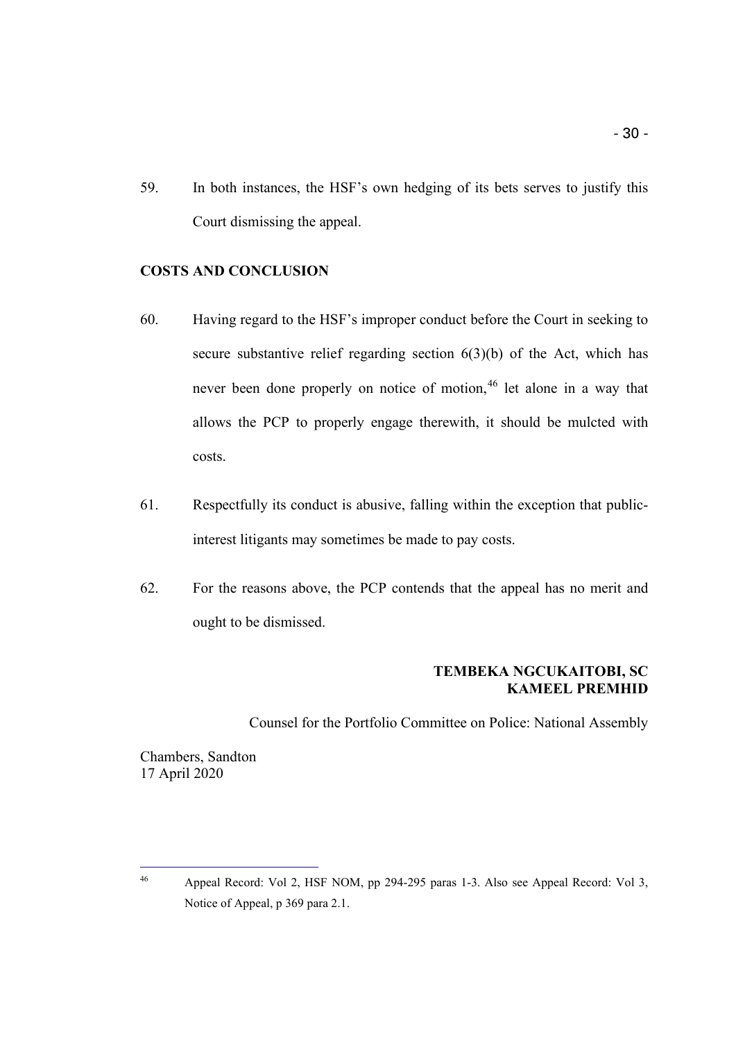59. In both instances, the HSF's own hedging of its bets serves to justify this Court dismissing the appeal.

## COSTS AND CONCLUSION

60. Having regard to the HSF's improper conduct before the Court in seeking to secure substantive relief regarding section 6(3)(b) of the Act, which has never been done properly on notice of motion,[46] let alone in a way that allows the PCP to properly engage therewith, it should be mulcted with costs.

61. Respectfully its conduct is abusive, falling within the exception that public-interest litigants may sometimes be made to pay costs.

62. For the reasons above, the PCP contends that the appeal has no merit and ought to be dismissed.

**TEMBEKA NGCUKAITOBI, SC**
**KAMEEL PREMHID**

Counsel for the Portfolio Committee on Police: National Assembly

Chambers, Sandton
17 April 2020

---

[46] Appeal Record: Vol 2, HSF NOM, pp 294-295 paras 1-3. Also see Appeal Record: Vol 3, Notice of Appeal, p 369 para 2.1.